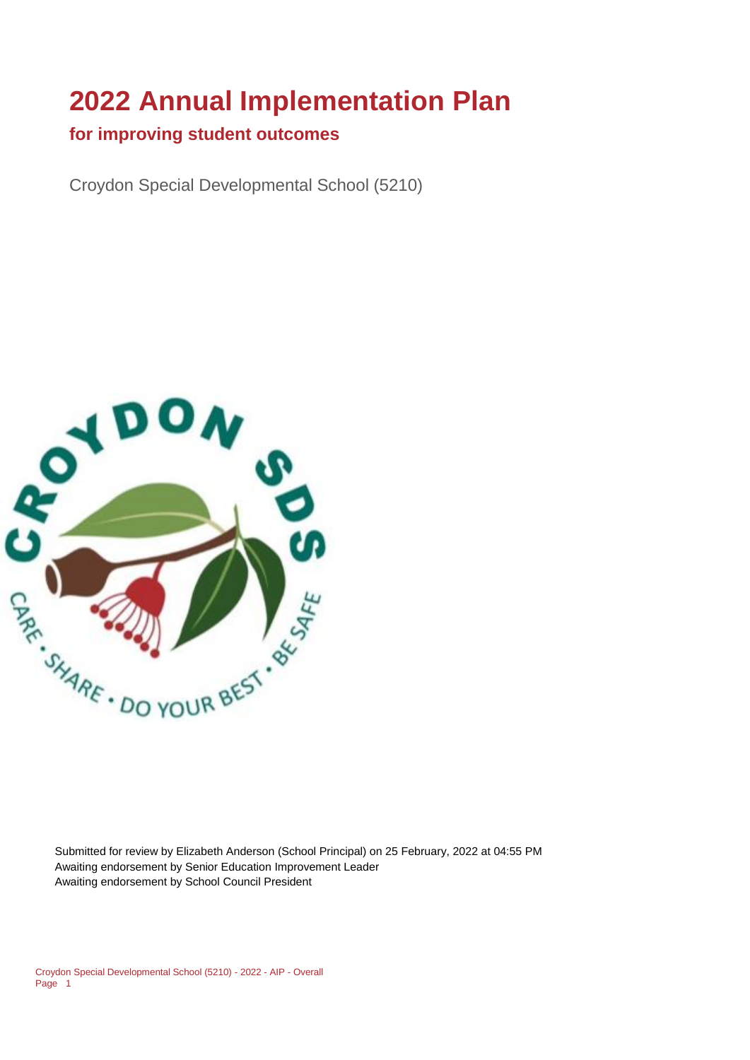# 2022 Annual Implementation Plan

## for improving student outcomes

Croydon Special Developmental School (5210)

Submitted for review by Elizabeth Anderson (School Principal) on 25 February, 2022 at 04:55 PM
Awaiting endorsement by Senior Education Improvement Leader
Awaiting endorsement by School Council President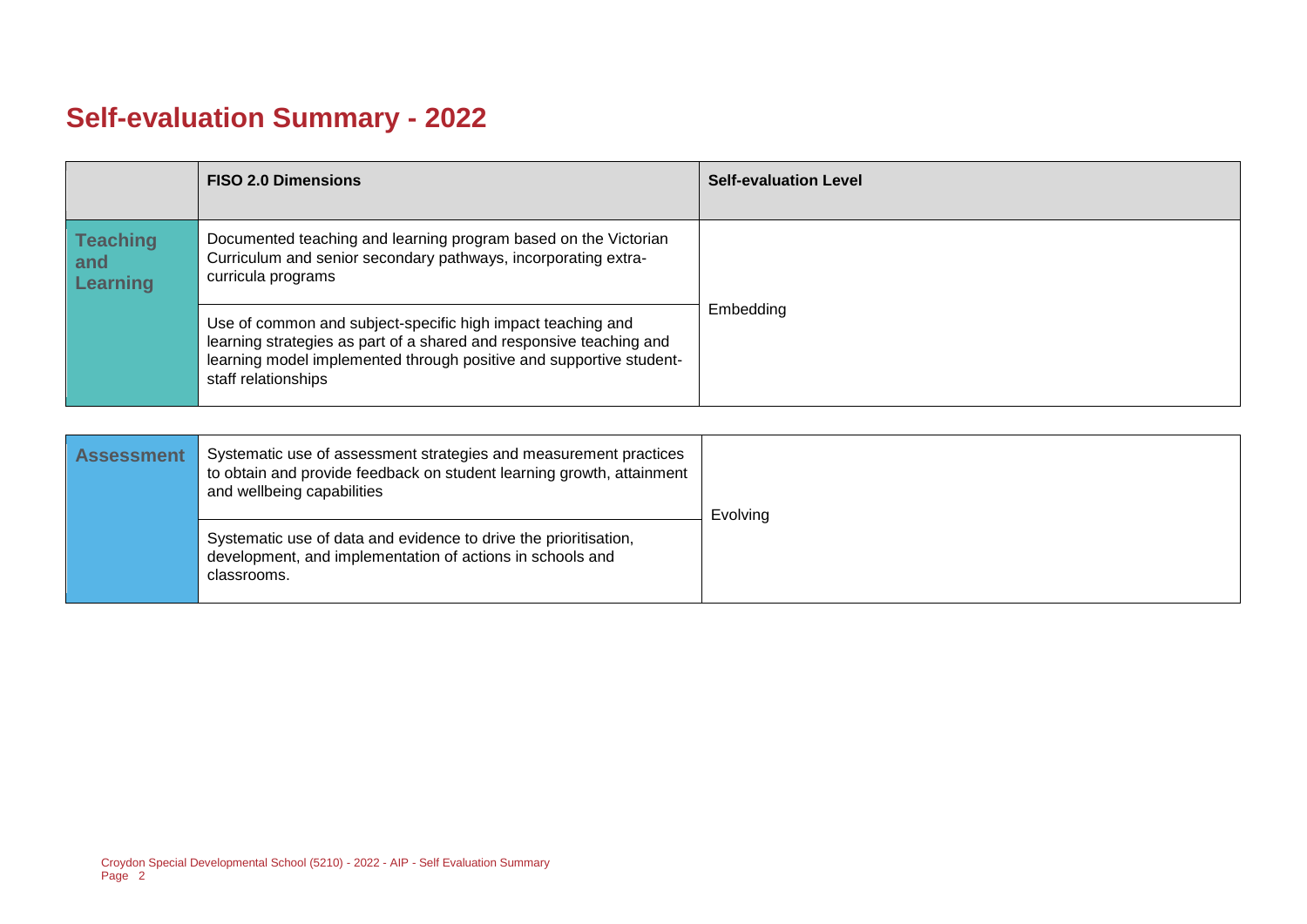# Self-evaluation Summary - 2022

| | FISO 2.0 Dimensions | Self-evaluation Level |
|---|---|---|
| **Teaching and Learning** | Documented teaching and learning program based on the Victorian Curriculum and senior secondary pathways, incorporating extra-curricula programs | Embedding |
| | Use of common and subject-specific high impact teaching and learning strategies as part of a shared and responsive teaching and learning model implemented through positive and supportive student-staff relationships | |

| | | |
|---|---|---|
| **Assessment** | Systematic use of assessment strategies and measurement practices to obtain and provide feedback on student learning growth, attainment and wellbeing capabilities | Evolving |
| | Systematic use of data and evidence to drive the prioritisation, development, and implementation of actions in schools and classrooms. | |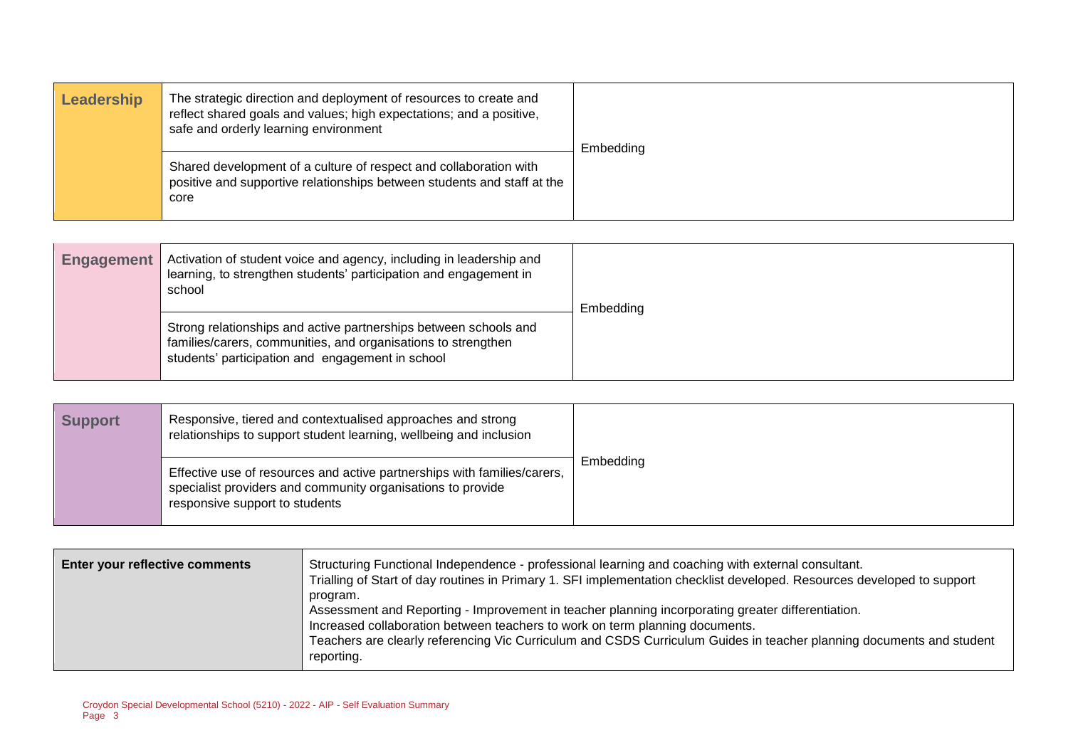| Leadership | | |
|---|---|---|
| Leadership | The strategic direction and deployment of resources to create and reflect shared goals and values; high expectations; and a positive, safe and orderly learning environment | Embedding |
| | Shared development of a culture of respect and collaboration with positive and supportive relationships between students and staff at the core | |

| Engagement | | |
|---|---|---|
| Engagement | Activation of student voice and agency, including in leadership and learning, to strengthen students' participation and engagement in school | Embedding |
| | Strong relationships and active partnerships between schools and families/carers, communities, and organisations to strengthen students' participation and engagement in school | |

| Support | | |
|---|---|---|
| Support | Responsive, tiered and contextualised approaches and strong relationships to support student learning, wellbeing and inclusion | Embedding |
| | Effective use of resources and active partnerships with families/carers, specialist providers and community organisations to provide responsive support to students | |

| Enter your reflective comments | |
|---|---|
| Enter your reflective comments | Structuring Functional Independence - professional learning and coaching with external consultant.<br>Trialling of Start of day routines in Primary 1. SFI implementation checklist developed. Resources developed to support program.<br>Assessment and Reporting - Improvement in teacher planning incorporating greater differentiation.<br>Increased collaboration between teachers to work on term planning documents.<br>Teachers are clearly referencing Vic Curriculum and CSDS Curriculum Guides in teacher planning documents and student reporting. |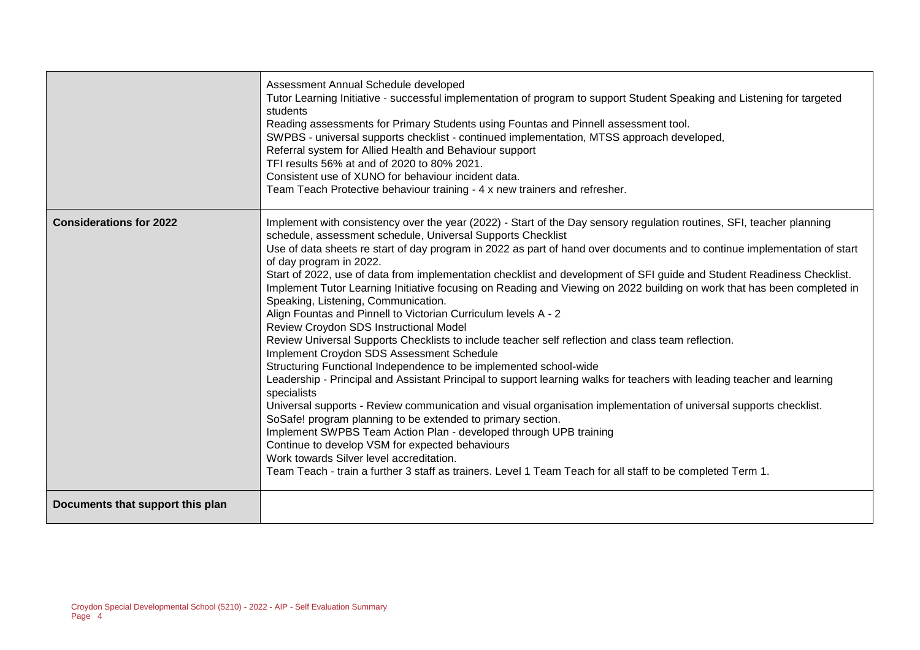| | |
|---|---|
| | Assessment Annual Schedule developed<br>Tutor Learning Initiative - successful implementation of program to support Student Speaking and Listening for targeted students<br>Reading assessments for Primary Students using Fountas and Pinnell assessment tool.<br>SWPBS - universal supports checklist - continued implementation, MTSS approach developed,<br>Referral system for Allied Health and Behaviour support<br>TFI results 56% at and of 2020 to 80% 2021.<br>Consistent use of XUNO for behaviour incident data.<br>Team Teach Protective behaviour training - 4 x new trainers and refresher. |
| **Considerations for 2022** | Implement with consistency over the year (2022) - Start of the Day sensory regulation routines, SFI, teacher planning schedule, assessment schedule, Universal Supports Checklist<br>Use of data sheets re start of day program in 2022 as part of hand over documents and to continue implementation of start of day program in 2022.<br>Start of 2022, use of data from implementation checklist and development of SFI guide and Student Readiness Checklist.<br>Implement Tutor Learning Initiative focusing on Reading and Viewing on 2022 building on work that has been completed in Speaking, Listening, Communication.<br>Align Fountas and Pinnell to Victorian Curriculum levels A - 2<br>Review Croydon SDS Instructional Model<br>Review Universal Supports Checklists to include teacher self reflection and class team reflection.<br>Implement Croydon SDS Assessment Schedule<br>Structuring Functional Independence to be implemented school-wide<br>Leadership - Principal and Assistant Principal to support learning walks for teachers with leading teacher and learning specialists<br>Universal supports - Review communication and visual organisation implementation of universal supports checklist.<br>SoSafe! program planning to be extended to primary section.<br>Implement SWPBS Team Action Plan - developed through UPB training<br>Continue to develop VSM for expected behaviours<br>Work towards Silver level accreditation.<br>Team Teach - train a further 3 staff as trainers. Level 1 Team Teach for all staff to be completed Term 1. |
| **Documents that support this plan** | |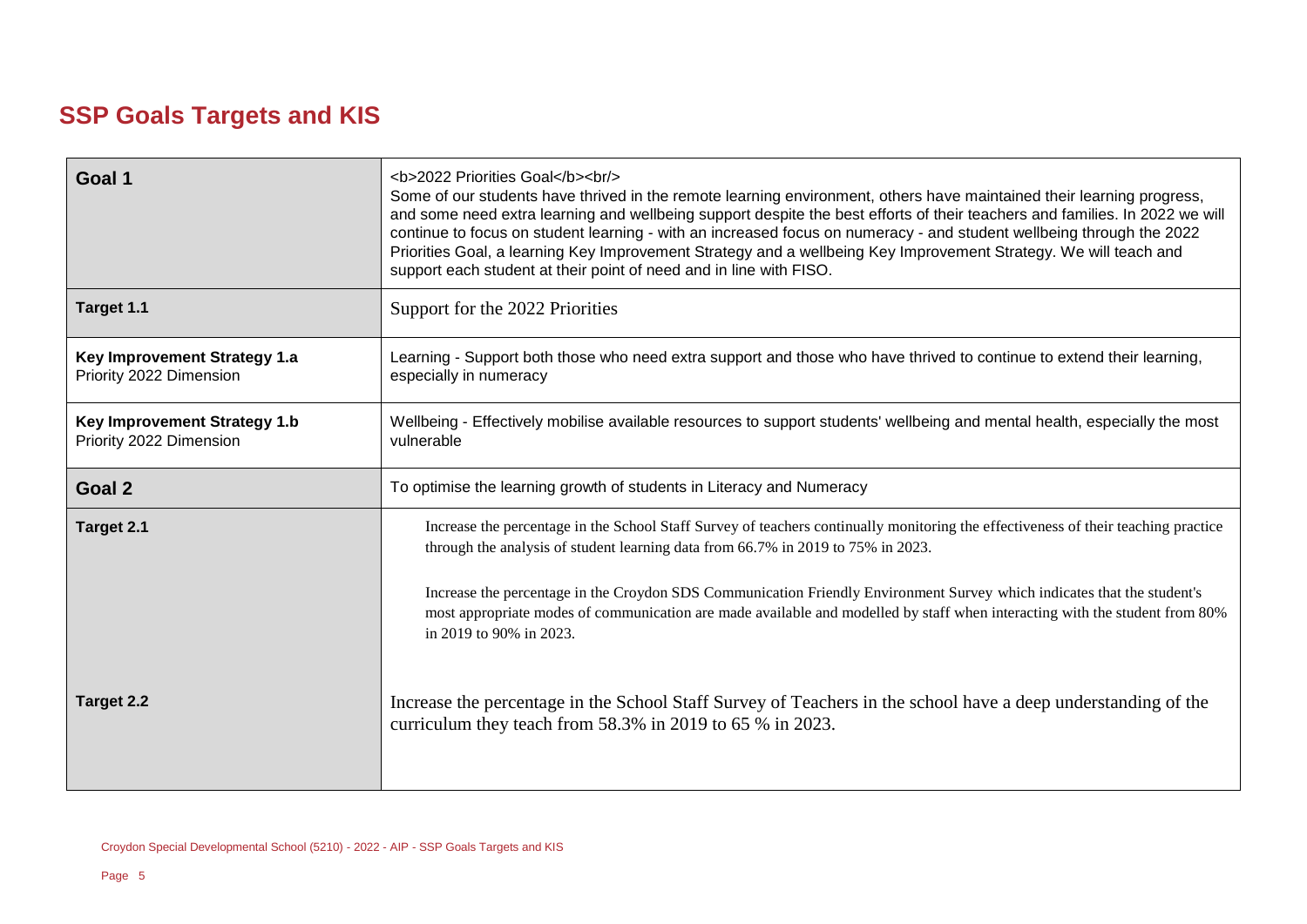## SSP Goals Targets and KIS

| | |
|---|---|
| **Goal 1** | <b>2022 Priorities Goal</b><br/> Some of our students have thrived in the remote learning environment, others have maintained their learning progress, and some need extra learning and wellbeing support despite the best efforts of their teachers and families. In 2022 we will continue to focus on student learning - with an increased focus on numeracy - and student wellbeing through the 2022 Priorities Goal, a learning Key Improvement Strategy and a wellbeing Key Improvement Strategy. We will teach and support each student at their point of need and in line with FISO. |
| **Target 1.1** | Support for the 2022 Priorities |
| **Key Improvement Strategy 1.a**<br>Priority 2022 Dimension | Learning - Support both those who need extra support and those who have thrived to continue to extend their learning, especially in numeracy |
| **Key Improvement Strategy 1.b**<br>Priority 2022 Dimension | Wellbeing - Effectively mobilise available resources to support students' wellbeing and mental health, especially the most vulnerable |
| **Goal 2** | To optimise the learning growth of students in Literacy and Numeracy |
| **Target 2.1** | Increase the percentage in the School Staff Survey of teachers continually monitoring the effectiveness of their teaching practice through the analysis of student learning data from 66.7% in 2019 to 75% in 2023.<br><br>Increase the percentage in the Croydon SDS Communication Friendly Environment Survey which indicates that the student's most appropriate modes of communication are made available and modelled by staff when interacting with the student from 80% in 2019 to 90% in 2023. |
| **Target 2.2** | Increase the percentage in the School Staff Survey of Teachers in the school have a deep understanding of the curriculum they teach from 58.3% in 2019 to 65 % in 2023. |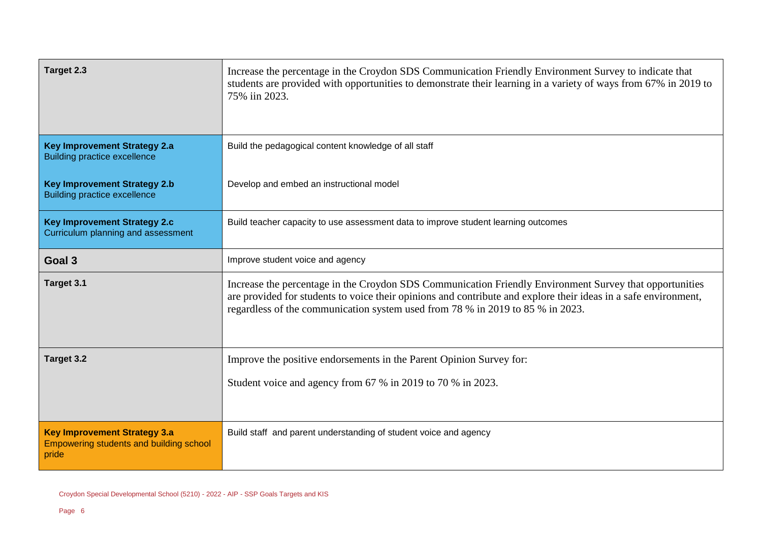| | |
|---|---|
| **Target 2.3** | Increase the percentage in the Croydon SDS Communication Friendly Environment Survey to indicate that students are provided with opportunities to demonstrate their learning in a variety of ways from 67% in 2019 to 75% iin 2023. |
| **Key Improvement Strategy 2.a**<br>Building practice excellence | Build the pedagogical content knowledge of all staff |
| **Key Improvement Strategy 2.b**<br>Building practice excellence | Develop and embed an instructional model |
| **Key Improvement Strategy 2.c**<br>Curriculum planning and assessment | Build teacher capacity to use assessment data to improve student learning outcomes |
| **Goal 3** | Improve student voice and agency |
| **Target 3.1** | Increase the percentage in the Croydon SDS Communication Friendly Environment Survey that opportunities are provided for students to voice their opinions and contribute and explore their ideas in a safe environment, regardless of the communication system used from 78 % in 2019 to 85 % in 2023. |
| **Target 3.2** | Improve the positive endorsements in the Parent Opinion Survey for:<br><br>Student voice and agency from 67 % in 2019 to 70 % in 2023. |
| **Key Improvement Strategy 3.a**<br>Empowering students and building school pride | Build staff and parent understanding of student voice and agency |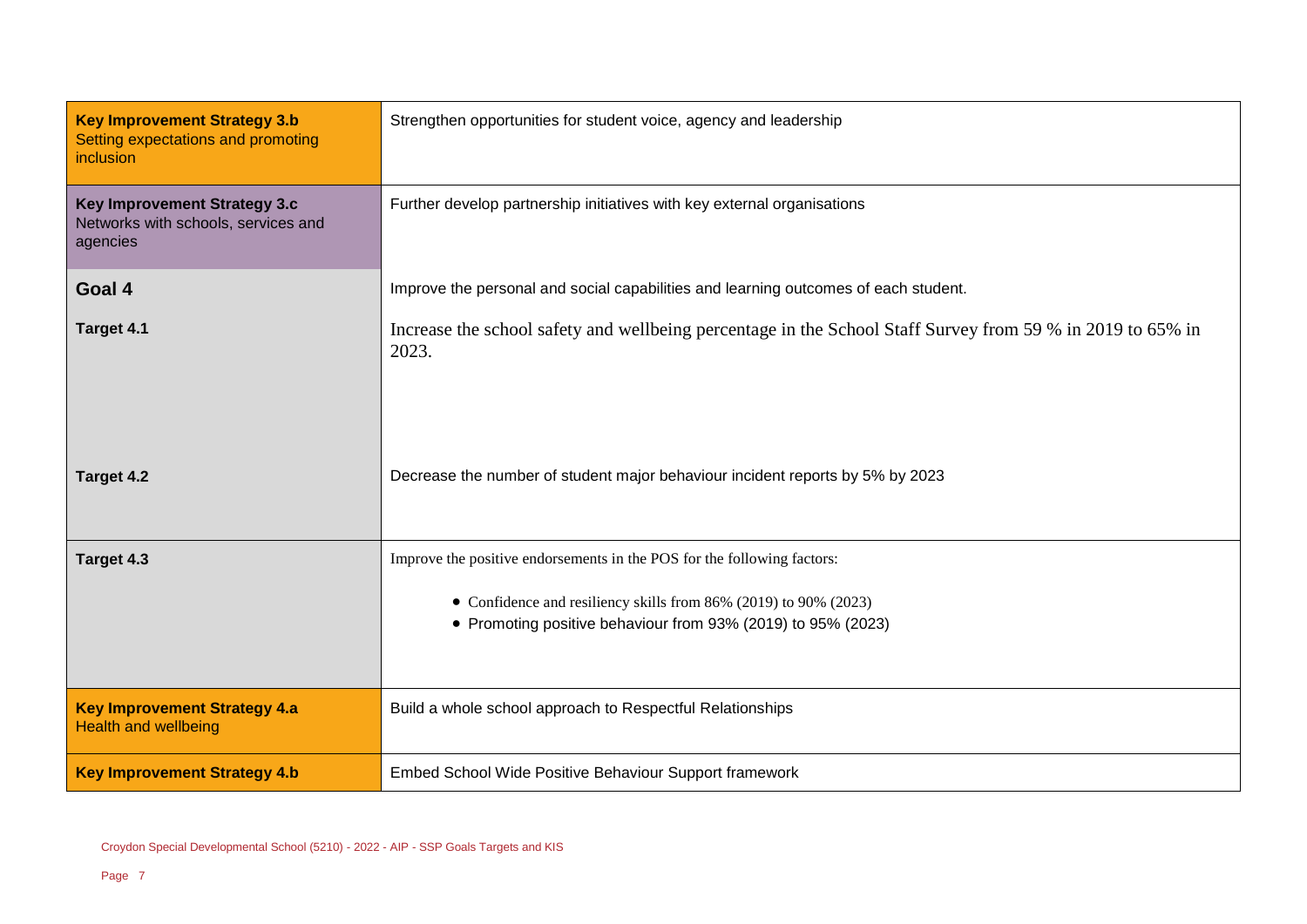| | |
|---|---|
| **Key Improvement Strategy 3.b**<br>Setting expectations and promoting inclusion | Strengthen opportunities for student voice, agency and leadership |
| **Key Improvement Strategy 3.c**<br>Networks with schools, services and agencies | Further develop partnership initiatives with key external organisations |
| **Goal 4** | Improve the personal and social capabilities and learning outcomes of each student. |
| **Target 4.1** | Increase the school safety and wellbeing percentage in the School Staff Survey from 59 % in 2019 to 65% in 2023. |
| **Target 4.2** | Decrease the number of student major behaviour incident reports by 5% by 2023 |
| **Target 4.3** | Improve the positive endorsements in the POS for the following factors:<br><br>• Confidence and resiliency skills from 86% (2019) to 90% (2023)<br>• Promoting positive behaviour from 93% (2019) to 95% (2023) |
| **Key Improvement Strategy 4.a**<br>Health and wellbeing | Build a whole school approach to Respectful Relationships |
| **Key Improvement Strategy 4.b** | Embed School Wide Positive Behaviour Support framework |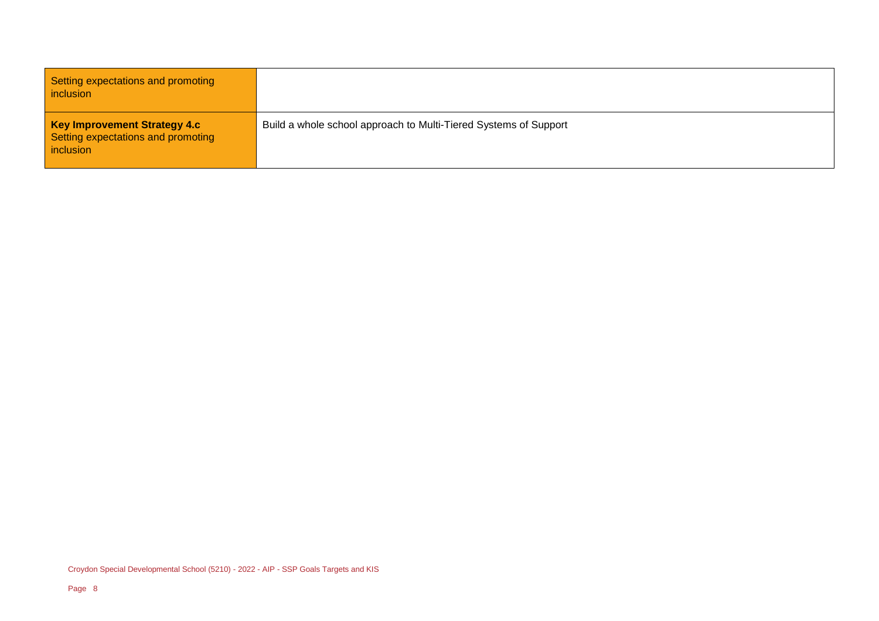| | |
|---|---|
| Setting expectations and promoting inclusion | |
| **Key Improvement Strategy 4.c** Setting expectations and promoting inclusion | Build a whole school approach to Multi-Tiered Systems of Support |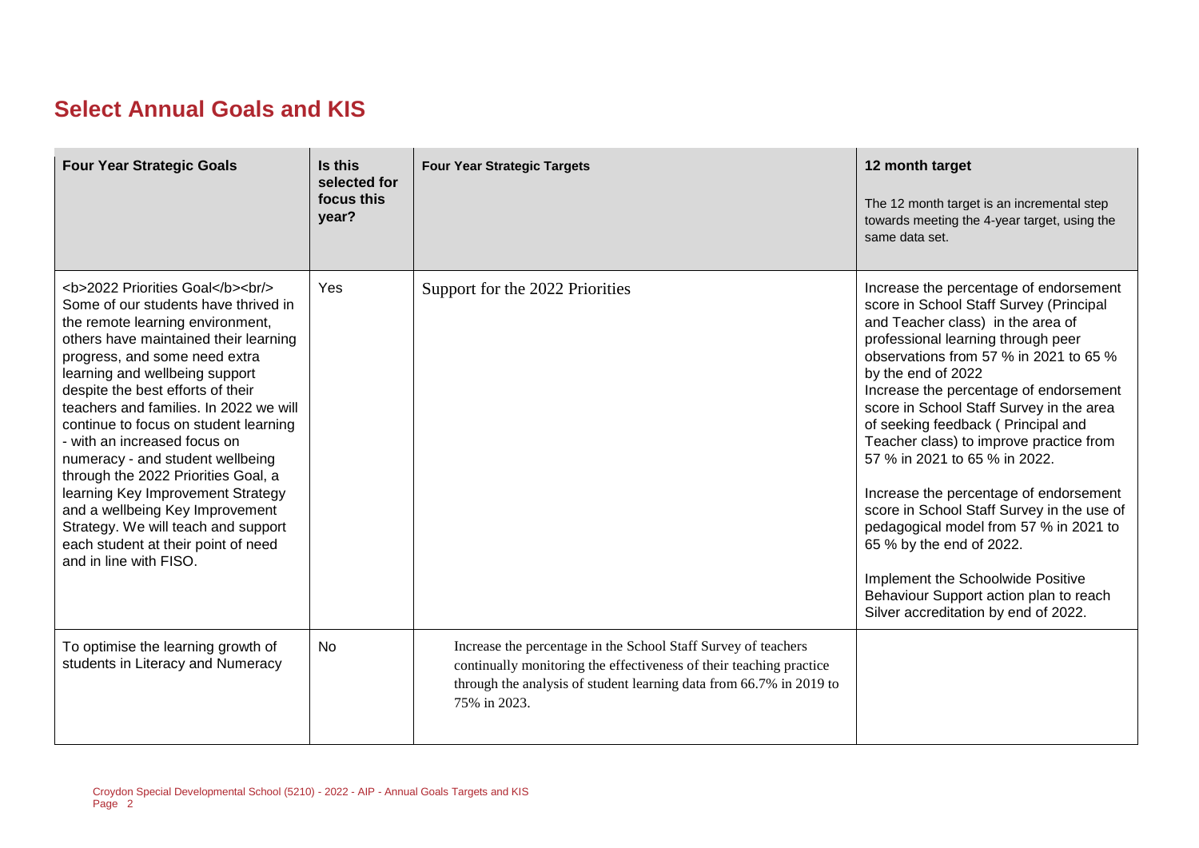## Select Annual Goals and KIS

| Four Year Strategic Goals | Is this selected for focus this year? | Four Year Strategic Targets | 12 month target<br>The 12 month target is an incremental step towards meeting the 4-year target, using the same data set. |
|---|---|---|---|
| <b>2022 Priorities Goal</b><br/> Some of our students have thrived in the remote learning environment, others have maintained their learning progress, and some need extra learning and wellbeing support despite the best efforts of their teachers and families. In 2022 we will continue to focus on student learning - with an increased focus on numeracy - and student wellbeing through the 2022 Priorities Goal, a learning Key Improvement Strategy and a wellbeing Key Improvement Strategy. We will teach and support each student at their point of need and in line with FISO. | Yes | Support for the 2022 Priorities | Increase the percentage of endorsement score in School Staff Survey (Principal and Teacher class) in the area of professional learning through peer observations from 57 % in 2021 to 65 % by the end of 2022<br>Increase the percentage of endorsement score in School Staff Survey in the area of seeking feedback ( Principal and Teacher class) to improve practice from 57 % in 2021 to 65 % in 2022.<br><br>Increase the percentage of endorsement score in School Staff Survey in the use of pedagogical model from 57 % in 2021 to 65 % by the end of 2022.<br><br>Implement the Schoolwide Positive Behaviour Support action plan to reach Silver accreditation by end of 2022. |
| To optimise the learning growth of students in Literacy and Numeracy | No | Increase the percentage in the School Staff Survey of teachers continually monitoring the effectiveness of their teaching practice through the analysis of student learning data from 66.7% in 2019 to 75% in 2023. | |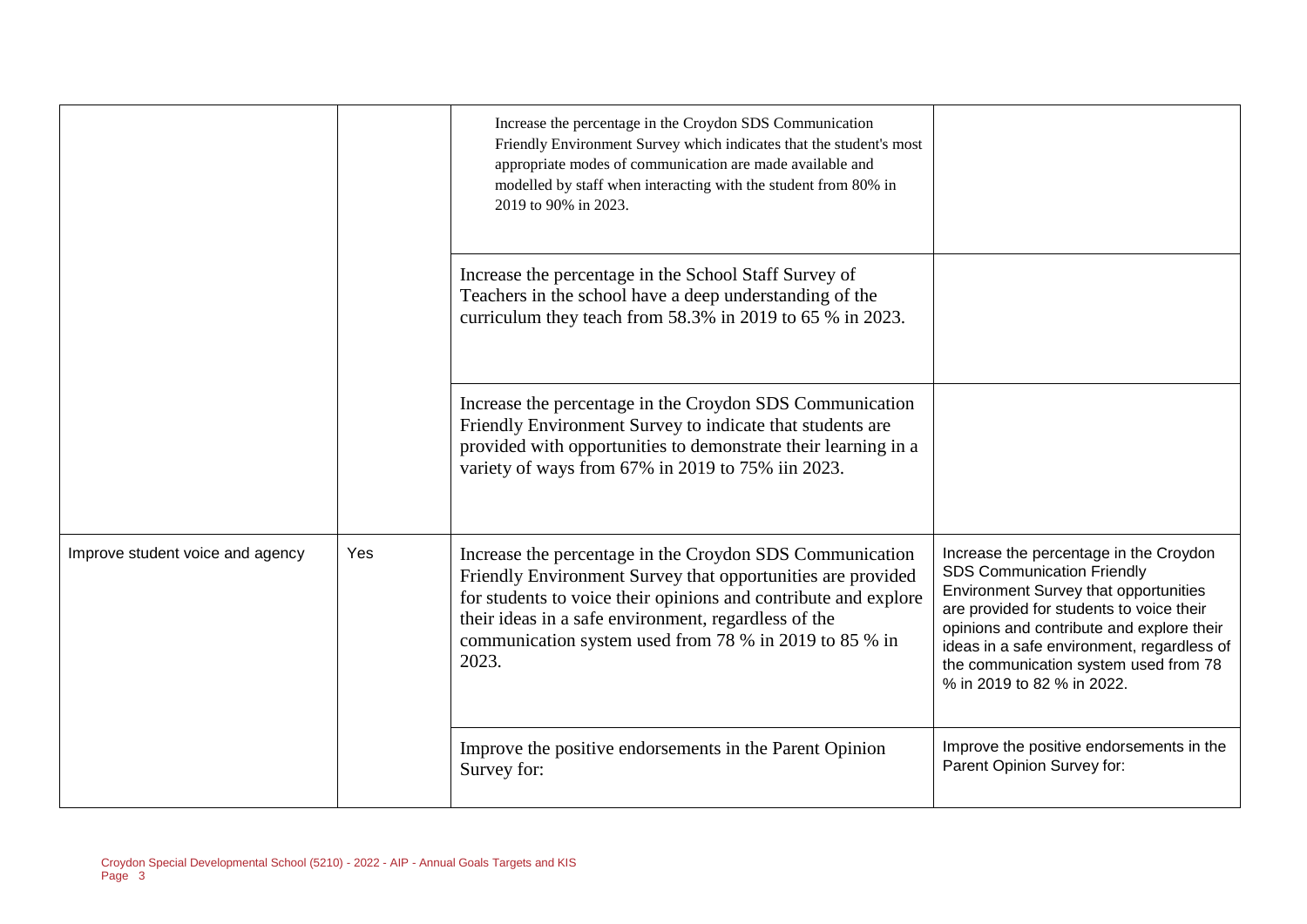| | | | |
|---|---|---|---|
| | | Increase the percentage in the Croydon SDS Communication Friendly Environment Survey which indicates that the student's most appropriate modes of communication are made available and modelled by staff when interacting with the student from 80% in 2019 to 90% in 2023. | |
| | | Increase the percentage in the School Staff Survey of Teachers in the school have a deep understanding of the curriculum they teach from 58.3% in 2019 to 65 % in 2023. | |
| | | Increase the percentage in the Croydon SDS Communication Friendly Environment Survey to indicate that students are provided with opportunities to demonstrate their learning in a variety of ways from 67% in 2019 to 75% iin 2023. | |
| Improve student voice and agency | Yes | Increase the percentage in the Croydon SDS Communication Friendly Environment Survey that opportunities are provided for students to voice their opinions and contribute and explore their ideas in a safe environment, regardless of the communication system used from 78 % in 2019 to 85 % in 2023. | Increase the percentage in the Croydon SDS Communication Friendly Environment Survey that opportunities are provided for students to voice their opinions and contribute and explore their ideas in a safe environment, regardless of the communication system used from 78 % in 2019 to 82 % in 2022. |
| | | Improve the positive endorsements in the Parent Opinion Survey for: | Improve the positive endorsements in the Parent Opinion Survey for: |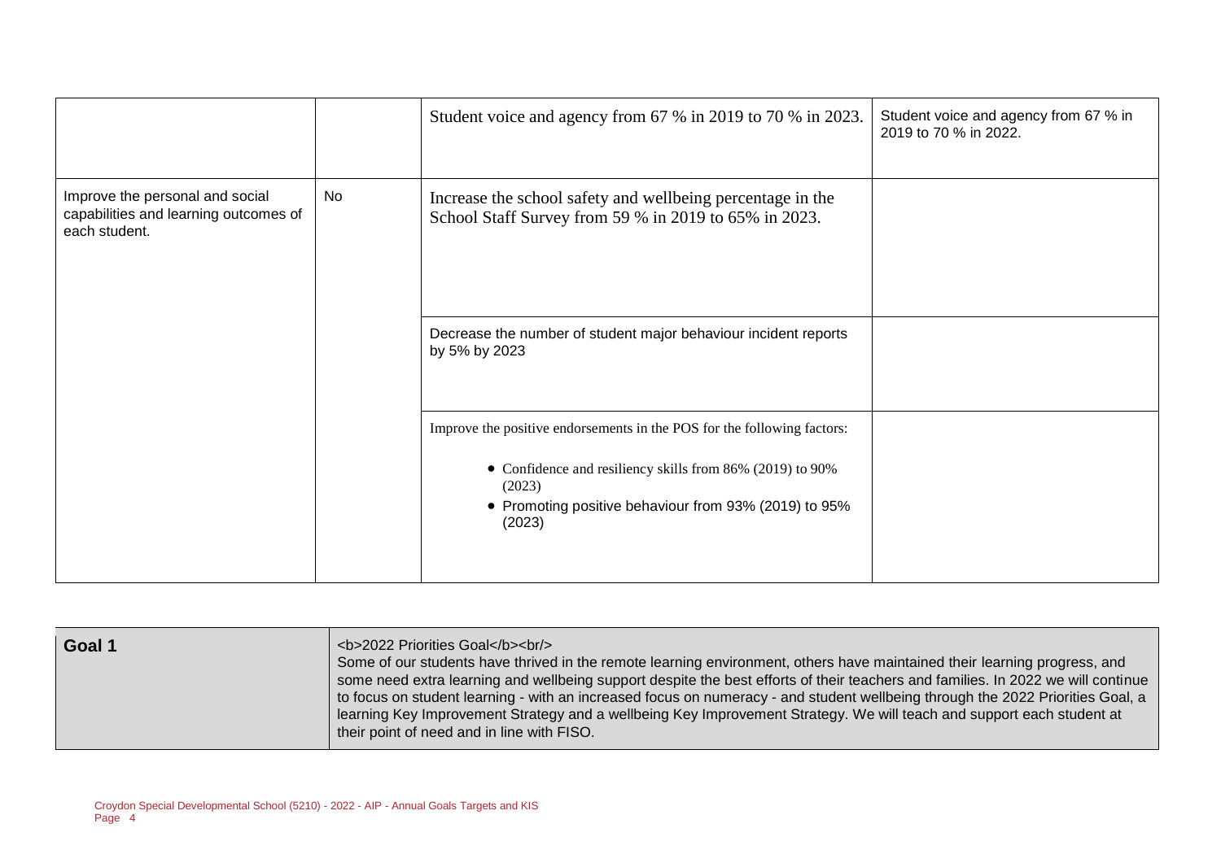| | | | |
|---|---|---|---|
| | | Student voice and agency from 67 % in 2019 to 70 % in 2023. | Student voice and agency from 67 % in 2019 to 70 % in 2022. |
| Improve the personal and social capabilities and learning outcomes of each student. | No | Increase the school safety and wellbeing percentage in the School Staff Survey from 59 % in 2019 to 65% in 2023. | |
| | | Decrease the number of student major behaviour incident reports by 5% by 2023 | |
| | | Improve the positive endorsements in the POS for the following factors:<br>• Confidence and resiliency skills from 86% (2019) to 90% (2023)<br>• Promoting positive behaviour from 93% (2019) to 95% (2023) | |

| Goal 1 | <b>2022 Priorities Goal</b><br/> Some of our students have thrived in the remote learning environment, others have maintained their learning progress, and some need extra learning and wellbeing support despite the best efforts of their teachers and families. In 2022 we will continue to focus on student learning - with an increased focus on numeracy - and student wellbeing through the 2022 Priorities Goal, a learning Key Improvement Strategy and a wellbeing Key Improvement Strategy. We will teach and support each student at their point of need and in line with FISO. |
|---|---|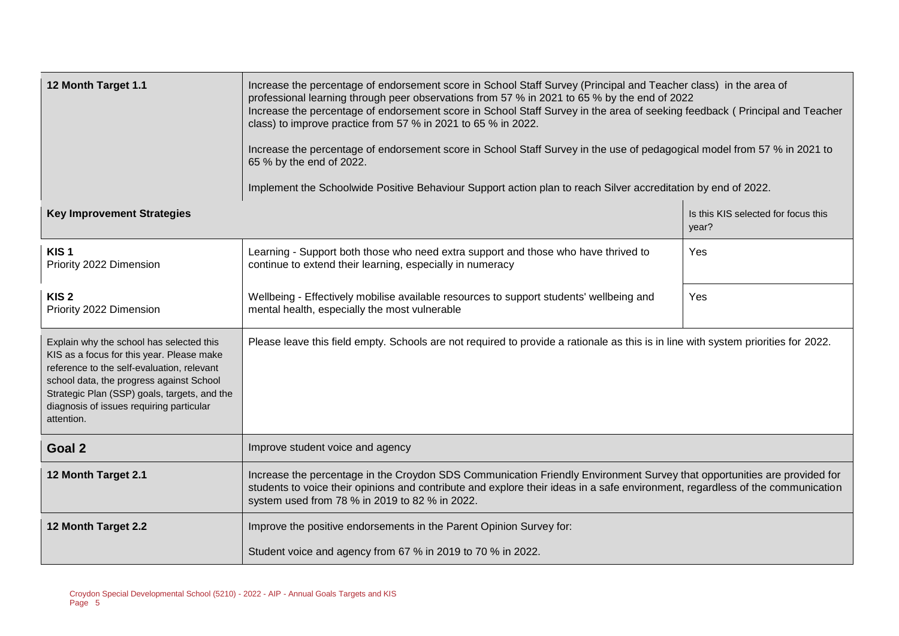| 12 Month Target 1.1 | Increase the percentage of endorsement score in School Staff Survey (Principal and Teacher class) in the area of professional learning through peer observations from 57 % in 2021 to 65 % by the end of 2022<br>Increase the percentage of endorsement score in School Staff Survey in the area of seeking feedback ( Principal and Teacher class) to improve practice from 57 % in 2021 to 65 % in 2022.<br><br>Increase the percentage of endorsement score in School Staff Survey in the use of pedagogical model from 57 % in 2021 to 65 % by the end of 2022.<br><br>Implement the Schoolwide Positive Behaviour Support action plan to reach Silver accreditation by end of 2022. | |
|---|---|---|
| **Key Improvement Strategies** | | Is this KIS selected for focus this year? |
| **KIS 1**<br>Priority 2022 Dimension | Learning - Support both those who need extra support and those who have thrived to continue to extend their learning, especially in numeracy | Yes |
| **KIS 2**<br>Priority 2022 Dimension | Wellbeing - Effectively mobilise available resources to support students' wellbeing and mental health, especially the most vulnerable | Yes |
| Explain why the school has selected this KIS as a focus for this year. Please make reference to the self-evaluation, relevant school data, the progress against School Strategic Plan (SSP) goals, targets, and the diagnosis of issues requiring particular attention. | Please leave this field empty. Schools are not required to provide a rationale as this is in line with system priorities for 2022. | |
| **Goal 2** | Improve student voice and agency | |
| **12 Month Target 2.1** | Increase the percentage in the Croydon SDS Communication Friendly Environment Survey that opportunities are provided for students to voice their opinions and contribute and explore their ideas in a safe environment, regardless of the communication system used from 78 % in 2019 to 82 % in 2022. | |
| **12 Month Target 2.2** | Improve the positive endorsements in the Parent Opinion Survey for:<br><br>Student voice and agency from 67 % in 2019 to 70 % in 2022. | |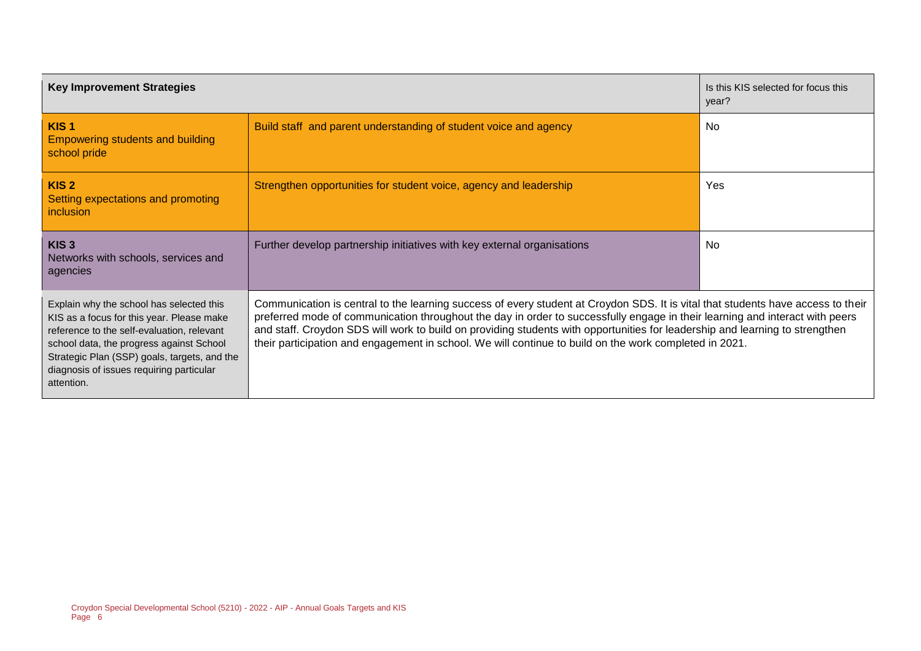| Key Improvement Strategies | | Is this KIS selected for focus this year? |
|---|---|---|
| **KIS 1** Empowering students and building school pride | Build staff and parent understanding of student voice and agency | No |
| **KIS 2** Setting expectations and promoting inclusion | Strengthen opportunities for student voice, agency and leadership | Yes |
| **KIS 3** Networks with schools, services and agencies | Further develop partnership initiatives with key external organisations | No |
| Explain why the school has selected this KIS as a focus for this year. Please make reference to the self-evaluation, relevant school data, the progress against School Strategic Plan (SSP) goals, targets, and the diagnosis of issues requiring particular attention. | Communication is central to the learning success of every student at Croydon SDS. It is vital that students have access to their preferred mode of communication throughout the day in order to successfully engage in their learning and interact with peers and staff. Croydon SDS will work to build on providing students with opportunities for leadership and learning to strengthen their participation and engagement in school. We will continue to build on the work completed in 2021. | |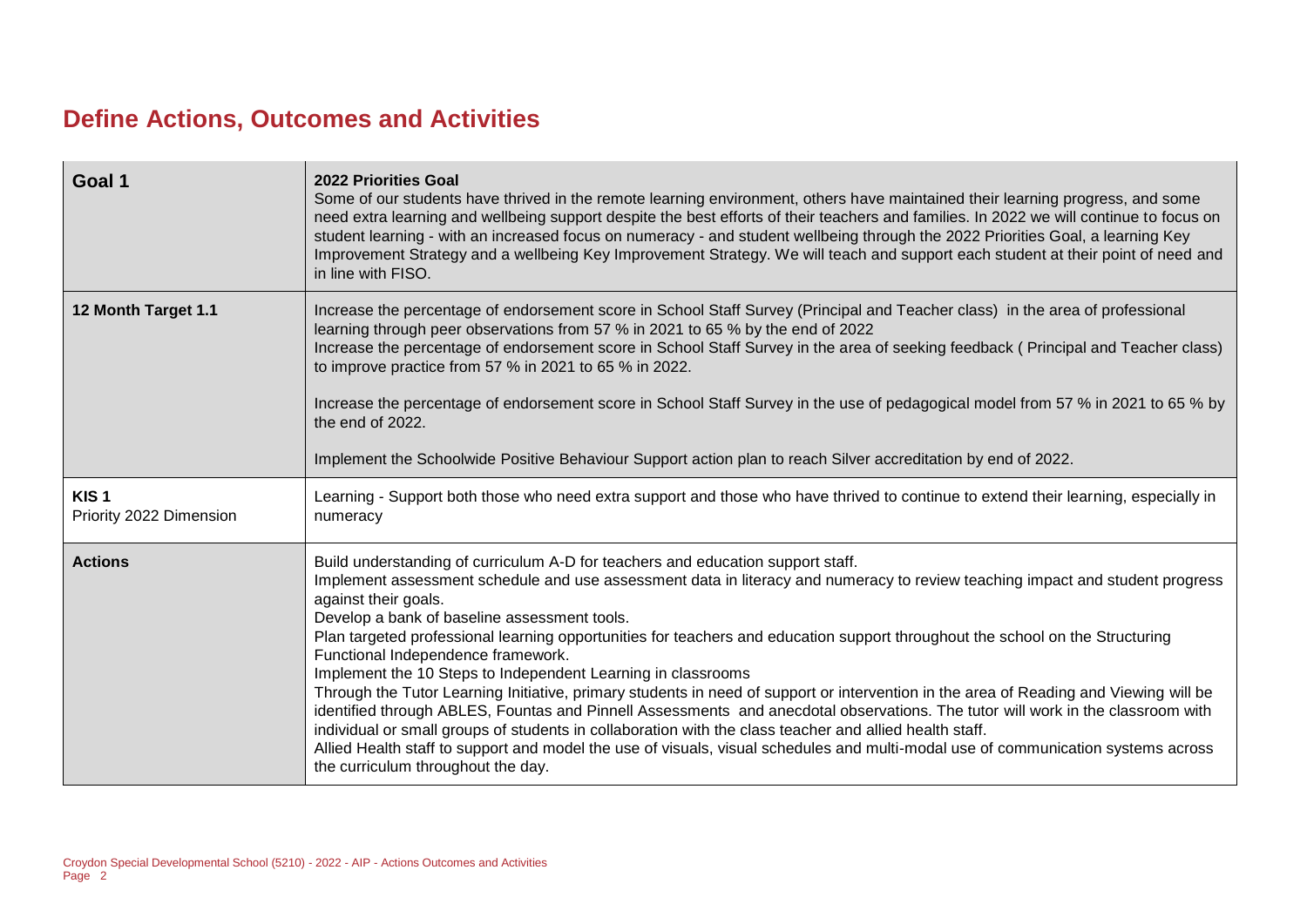## Define Actions, Outcomes and Activities

| | |
|---|---|
| **Goal 1** | **2022 Priorities Goal**<br>Some of our students have thrived in the remote learning environment, others have maintained their learning progress, and some need extra learning and wellbeing support despite the best efforts of their teachers and families. In 2022 we will continue to focus on student learning - with an increased focus on numeracy - and student wellbeing through the 2022 Priorities Goal, a learning Key Improvement Strategy and a wellbeing Key Improvement Strategy. We will teach and support each student at their point of need and in line with FISO. |
| **12 Month Target 1.1** | Increase the percentage of endorsement score in School Staff Survey (Principal and Teacher class) in the area of professional learning through peer observations from 57 % in 2021 to 65 % by the end of 2022<br>Increase the percentage of endorsement score in School Staff Survey in the area of seeking feedback ( Principal and Teacher class) to improve practice from 57 % in 2021 to 65 % in 2022.<br><br>Increase the percentage of endorsement score in School Staff Survey in the use of pedagogical model from 57 % in 2021 to 65 % by the end of 2022.<br><br>Implement the Schoolwide Positive Behaviour Support action plan to reach Silver accreditation by end of 2022. |
| **KIS 1**<br>Priority 2022 Dimension | Learning - Support both those who need extra support and those who have thrived to continue to extend their learning, especially in numeracy |
| **Actions** | Build understanding of curriculum A-D for teachers and education support staff.<br>Implement assessment schedule and use assessment data in literacy and numeracy to review teaching impact and student progress against their goals.<br>Develop a bank of baseline assessment tools.<br>Plan targeted professional learning opportunities for teachers and education support throughout the school on the Structuring Functional Independence framework.<br>Implement the 10 Steps to Independent Learning in classrooms<br>Through the Tutor Learning Initiative, primary students in need of support or intervention in the area of Reading and Viewing will be identified through ABLES, Fountas and Pinnell Assessments and anecdotal observations. The tutor will work in the classroom with individual or small groups of students in collaboration with the class teacher and allied health staff.<br>Allied Health staff to support and model the use of visuals, visual schedules and multi-modal use of communication systems across the curriculum throughout the day. |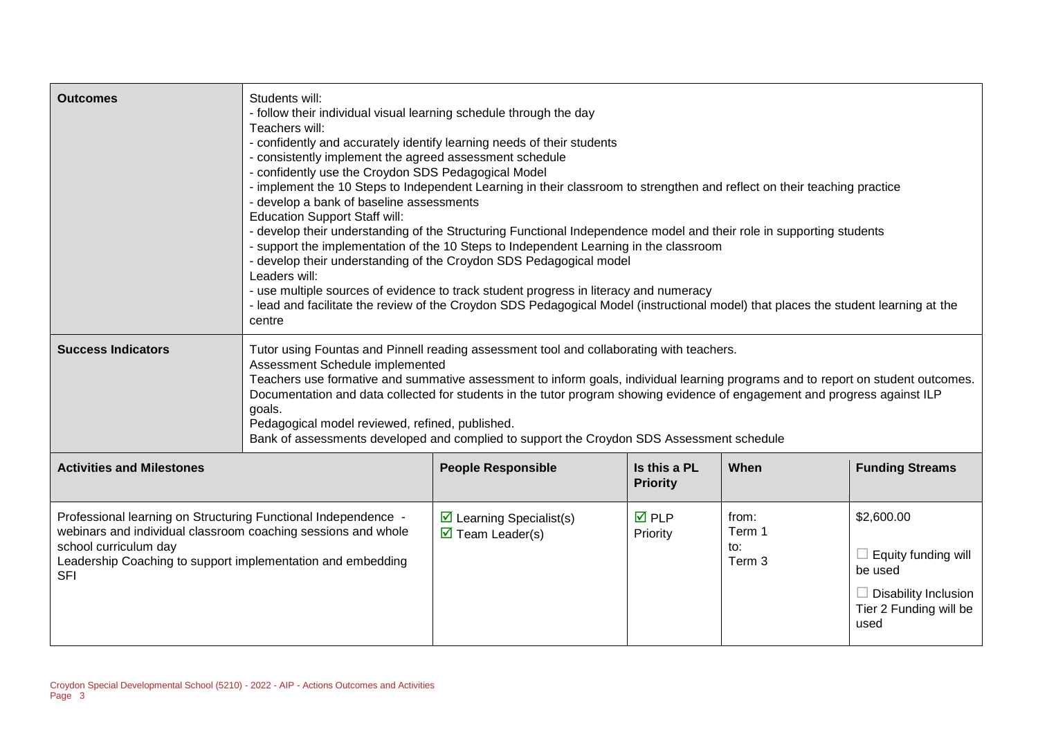| **Outcomes** | Students will:<br>- follow their individual visual learning schedule through the day<br>Teachers will:<br>- confidently and accurately identify learning needs of their students<br>- consistently implement the agreed assessment schedule<br>- confidently use the Croydon SDS Pedagogical Model<br>- implement the 10 Steps to Independent Learning in their classroom to strengthen and reflect on their teaching practice<br>- develop a bank of baseline assessments<br>Education Support Staff will:<br>- develop their understanding of the Structuring Functional Independence model and their role in supporting students<br>- support the implementation of the 10 Steps to Independent Learning in the classroom<br>- develop their understanding of the Croydon SDS Pedagogical model<br>Leaders will:<br>- use multiple sources of evidence to track student progress in literacy and numeracy<br>- lead and facilitate the review of the Croydon SDS Pedagogical Model (instructional model) that places the student learning at the centre |
|---|---|
| **Success Indicators** | Tutor using Fountas and Pinnell reading assessment tool and collaborating with teachers.<br>Assessment Schedule implemented<br>Teachers use formative and summative assessment to inform goals, individual learning programs and to report on student outcomes.<br>Documentation and data collected for students in the tutor program showing evidence of engagement and progress against ILP goals.<br>Pedagogical model reviewed, refined, published.<br>Bank of assessments developed and complied to support the Croydon SDS Assessment schedule |

| **Activities and Milestones** | **People Responsible** | **Is this a PL Priority** | **When** | **Funding Streams** |
|---|---|---|---|---|
| Professional learning on Structuring Functional Independence - webinars and individual classroom coaching sessions and whole school curriculum day<br>Leadership Coaching to support implementation and embedding SFI | ☑ Learning Specialist(s)<br>☑ Team Leader(s) | ☑ PLP Priority | from:<br>Term 1<br>to:<br>Term 3 | $2,600.00<br>☐ Equity funding will be used<br>☐ Disability Inclusion Tier 2 Funding will be used |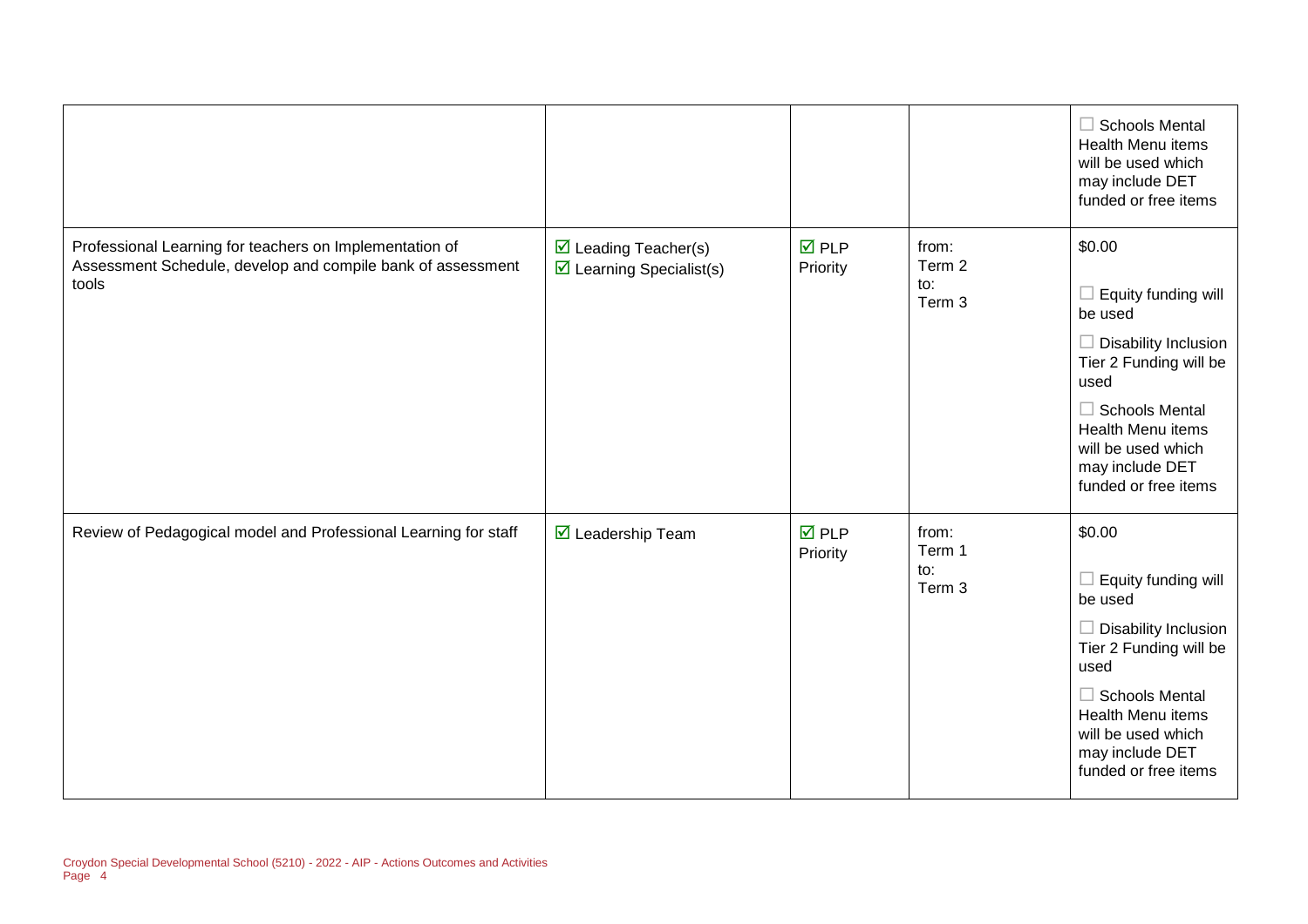| | | | | |
|---|---|---|---|---|
| | | | | ☐ Schools Mental Health Menu items will be used which may include DET funded or free items |
| Professional Learning for teachers on Implementation of Assessment Schedule, develop and compile bank of assessment tools | ☑ Leading Teacher(s)<br>☑ Learning Specialist(s) | ☑ PLP Priority | from: Term 2<br>to: Term 3 | $0.00<br>☐ Equity funding will be used<br>☐ Disability Inclusion Tier 2 Funding will be used<br>☐ Schools Mental Health Menu items will be used which may include DET funded or free items |
| Review of Pedagogical model and Professional Learning for staff | ☑ Leadership Team | ☑ PLP Priority | from: Term 1<br>to: Term 3 | $0.00<br>☐ Equity funding will be used<br>☐ Disability Inclusion Tier 2 Funding will be used<br>☐ Schools Mental Health Menu items will be used which may include DET funded or free items |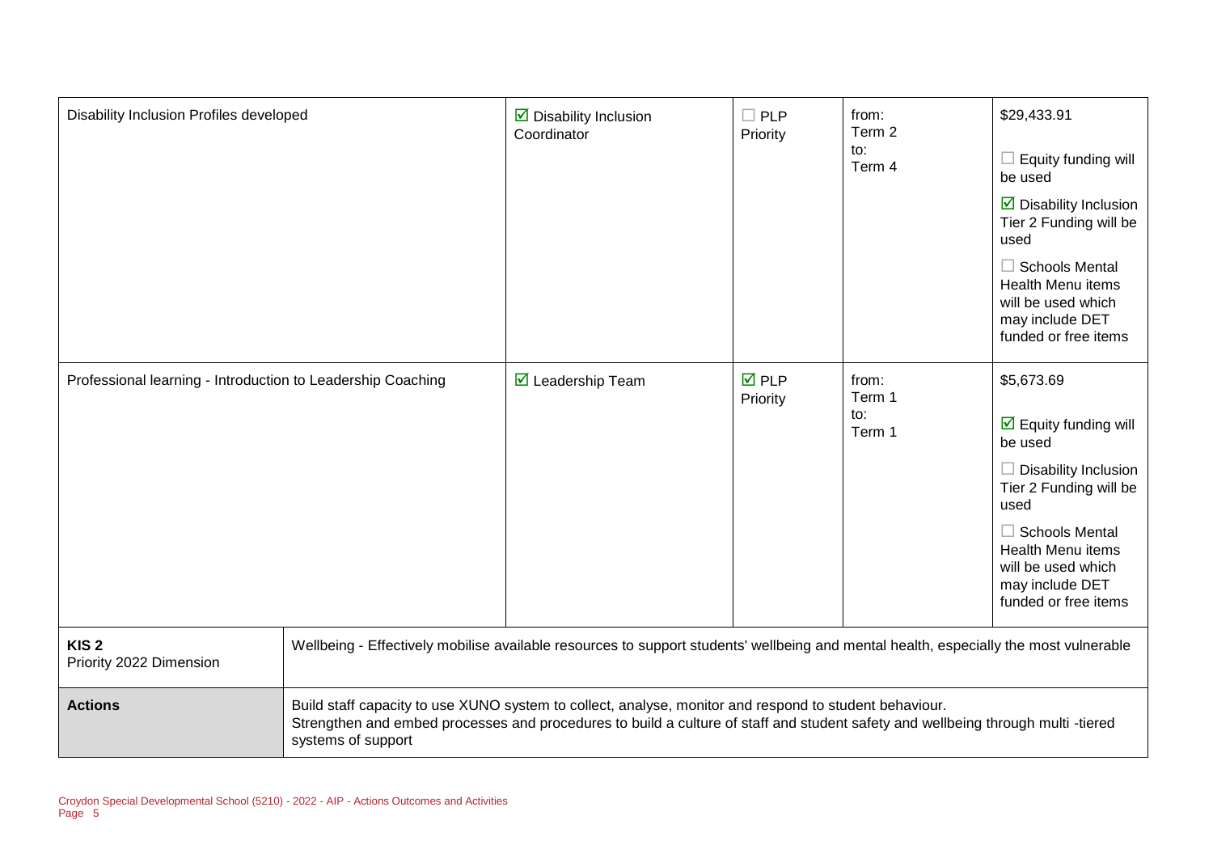| | | | | |
|---|---|---|---|---|
| Disability Inclusion Profiles developed | ☑ Disability Inclusion Coordinator | ☐ PLP Priority | from: Term 2 to: Term 4 | $29,433.91<br><br>☐ Equity funding will be used<br><br>☑ Disability Inclusion Tier 2 Funding will be used<br><br>☐ Schools Mental Health Menu items will be used which may include DET funded or free items |
| Professional learning - Introduction to Leadership Coaching | ☑ Leadership Team | ☑ PLP Priority | from: Term 1 to: Term 1 | $5,673.69<br><br>☑ Equity funding will be used<br><br>☐ Disability Inclusion Tier 2 Funding will be used<br><br>☐ Schools Mental Health Menu items will be used which may include DET funded or free items |

| | |
|---|---|
| **KIS 2**<br>Priority 2022 Dimension | Wellbeing - Effectively mobilise available resources to support students' wellbeing and mental health, especially the most vulnerable |
| **Actions** | Build staff capacity to use XUNO system to collect, analyse, monitor and respond to student behaviour.<br>Strengthen and embed processes and procedures to build a culture of staff and student safety and wellbeing through multi -tiered systems of support |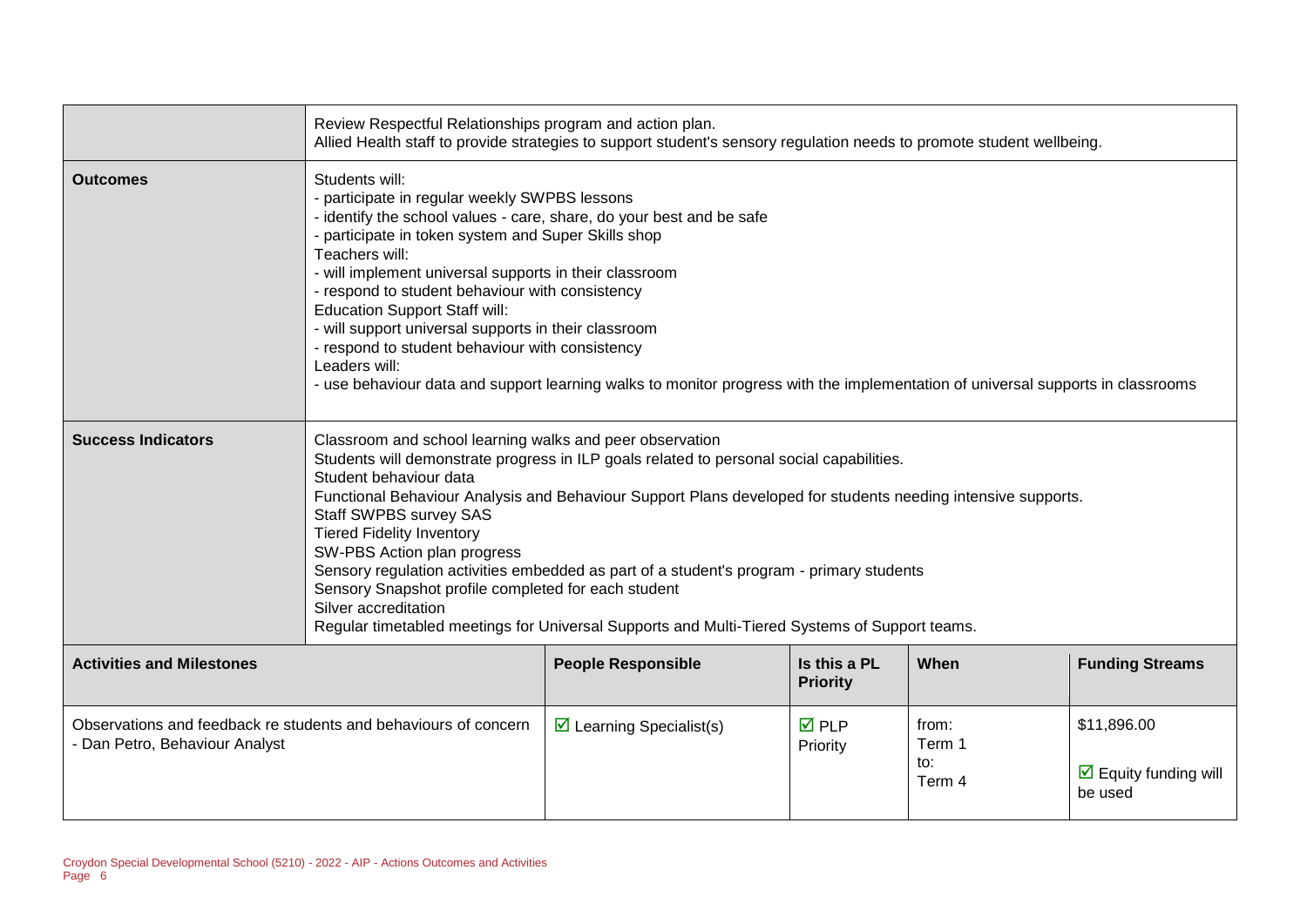| | | | | |
|---|---|---|---|---|
| | Review Respectful Relationships program and action plan.<br>Allied Health staff to provide strategies to support student's sensory regulation needs to promote student wellbeing. | | | |
| **Outcomes** | Students will:<br>- participate in regular weekly SWPBS lessons<br>- identify the school values - care, share, do your best and be safe<br>- participate in token system and Super Skills shop<br>Teachers will:<br>- will implement universal supports in their classroom<br>- respond to student behaviour with consistency<br>Education Support Staff will:<br>- will support universal supports in their classroom<br>- respond to student behaviour with consistency<br>Leaders will:<br>- use behaviour data and support learning walks to monitor progress with the implementation of universal supports in classrooms | | | |
| **Success Indicators** | Classroom and school learning walks and peer observation<br>Students will demonstrate progress in ILP goals related to personal social capabilities.<br>Student behaviour data<br>Functional Behaviour Analysis and Behaviour Support Plans developed for students needing intensive supports.<br>Staff SWPBS survey SAS<br>Tiered Fidelity Inventory<br>SW-PBS Action plan progress<br>Sensory regulation activities embedded as part of a student's program - primary students<br>Sensory Snapshot profile completed for each student<br>Silver accreditation<br>Regular timetabled meetings for Universal Supports and Multi-Tiered Systems of Support teams. | | | |

| **Activities and Milestones** | **People Responsible** | **Is this a PL Priority** | **When** | **Funding Streams** |
|---|---|---|---|---|
| Observations and feedback re students and behaviours of concern - Dan Petro, Behaviour Analyst | ☑ Learning Specialist(s) | ☑ PLP Priority | from: Term 1 to: Term 4 | $11,896.00<br>☑ Equity funding will be used |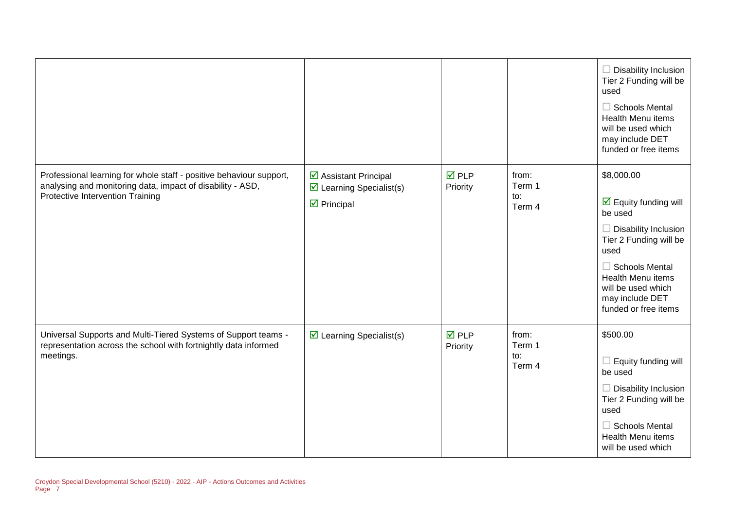| | | | | |
|---|---|---|---|---|
| | | | | ☐ Disability Inclusion Tier 2 Funding will be used<br>☐ Schools Mental Health Menu items will be used which may include DET funded or free items |
| Professional learning for whole staff - positive behaviour support, analysing and monitoring data, impact of disability - ASD, Protective Intervention Training | ☑ Assistant Principal<br>☑ Learning Specialist(s)<br>☑ Principal | ☑ PLP Priority | from:<br>Term 1<br>to:<br>Term 4 | $8,000.00<br>☑ Equity funding will be used<br>☐ Disability Inclusion Tier 2 Funding will be used<br>☐ Schools Mental Health Menu items will be used which may include DET funded or free items |
| Universal Supports and Multi-Tiered Systems of Support teams - representation across the school with fortnightly data informed meetings. | ☑ Learning Specialist(s) | ☑ PLP Priority | from:<br>Term 1<br>to:<br>Term 4 | $500.00<br>☐ Equity funding will be used<br>☐ Disability Inclusion Tier 2 Funding will be used<br>☐ Schools Mental Health Menu items will be used which |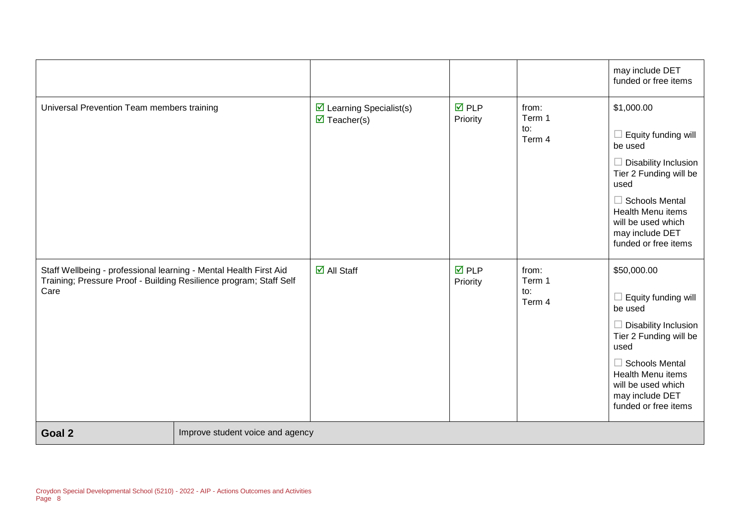| | | | | |
|---|---|---|---|---|
| | | | | may include DET funded or free items |
| Universal Prevention Team members training | ☑ Learning Specialist(s) ☑ Teacher(s) | ☑ PLP Priority | from: Term 1 to: Term 4 | $1,000.00 ☐ Equity funding will be used ☐ Disability Inclusion Tier 2 Funding will be used ☐ Schools Mental Health Menu items will be used which may include DET funded or free items |
| Staff Wellbeing - professional learning - Mental Health First Aid Training; Pressure Proof - Building Resilience program; Staff Self Care | ☑ All Staff | ☑ PLP Priority | from: Term 1 to: Term 4 | $50,000.00 ☐ Equity funding will be used ☐ Disability Inclusion Tier 2 Funding will be used ☐ Schools Mental Health Menu items will be used which may include DET funded or free items |

| **Goal 2** | Improve student voice and agency |
|---|---|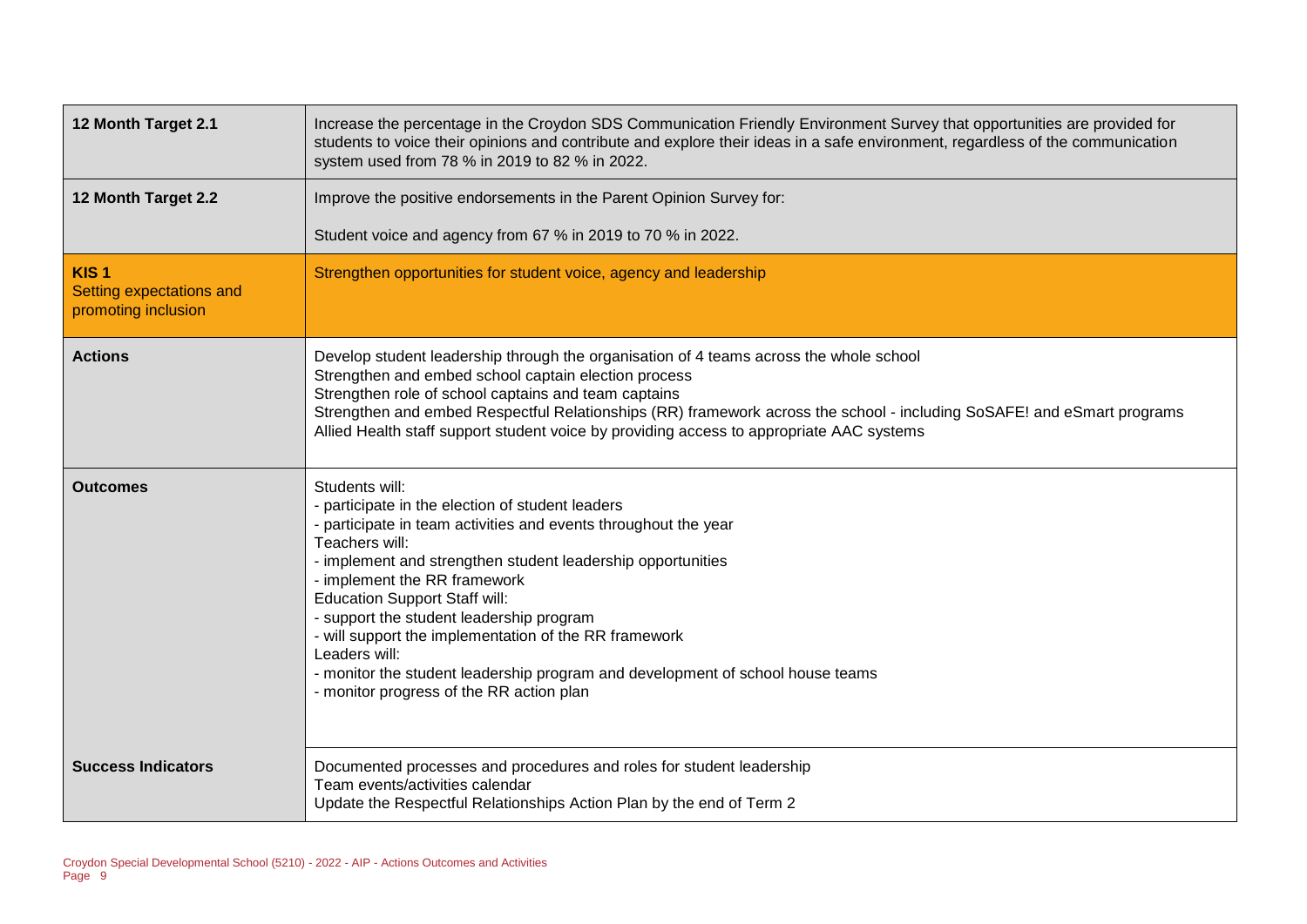| | |
|---|---|
| **12 Month Target 2.1** | Increase the percentage in the Croydon SDS Communication Friendly Environment Survey that opportunities are provided for students to voice their opinions and contribute and explore their ideas in a safe environment, regardless of the communication system used from 78 % in 2019 to 82 % in 2022. |
| **12 Month Target 2.2** | Improve the positive endorsements in the Parent Opinion Survey for:<br><br>Student voice and agency from 67 % in 2019 to 70 % in 2022. |
| **KIS 1**<br>Setting expectations and promoting inclusion | Strengthen opportunities for student voice, agency and leadership |
| **Actions** | Develop student leadership through the organisation of 4 teams across the whole school<br>Strengthen and embed school captain election process<br>Strengthen role of school captains and team captains<br>Strengthen and embed Respectful Relationships (RR) framework across the school - including SoSAFE! and eSmart programs<br>Allied Health staff support student voice by providing access to appropriate AAC systems |
| **Outcomes** | Students will:<br>- participate in the election of student leaders<br>- participate in team activities and events throughout the year<br>Teachers will:<br>- implement and strengthen student leadership opportunities<br>- implement the RR framework<br>Education Support Staff will:<br>- support the student leadership program<br>- will support the implementation of the RR framework<br>Leaders will:<br>- monitor the student leadership program and development of school house teams<br>- monitor progress of the RR action plan |
| **Success Indicators** | Documented processes and procedures and roles for student leadership<br>Team events/activities calendar<br>Update the Respectful Relationships Action Plan by the end of Term 2 |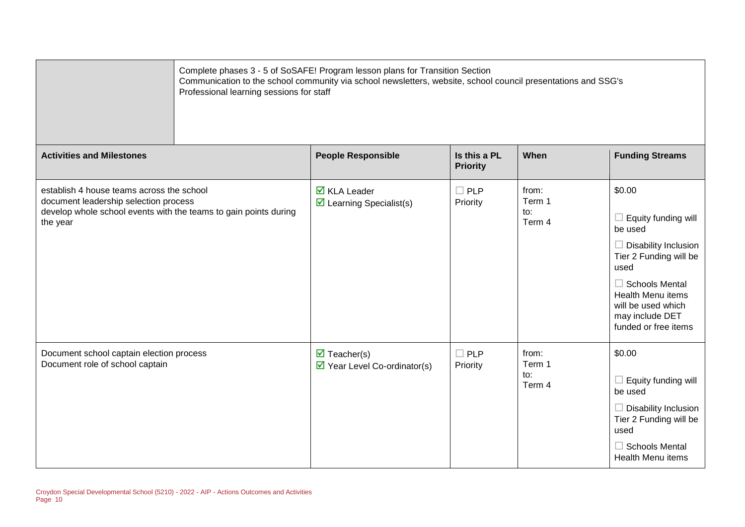| | Complete phases 3 - 5 of SoSAFE! Program lesson plans for Transition Section<br>Communication to the school community via school newsletters, website, school council presentations and SSG's<br>Professional learning sessions for staff |
|---|---|

| Activities and Milestones | People Responsible | Is this a PL Priority | When | Funding Streams |
|---|---|---|---|---|
| establish 4 house teams across the school<br>document leadership selection process<br>develop whole school events with the teams to gain points during the year | ☑ KLA Leader<br>☑ Learning Specialist(s) | ☐ PLP Priority | from:<br>Term 1<br>to:<br>Term 4 | $0.00<br><br>☐ Equity funding will be used<br><br>☐ Disability Inclusion Tier 2 Funding will be used<br><br>☐ Schools Mental Health Menu items will be used which may include DET funded or free items |
| Document school captain election process<br>Document role of school captain | ☑ Teacher(s)<br>☑ Year Level Co-ordinator(s) | ☐ PLP Priority | from:<br>Term 1<br>to:<br>Term 4 | $0.00<br><br>☐ Equity funding will be used<br><br>☐ Disability Inclusion Tier 2 Funding will be used<br><br>☐ Schools Mental Health Menu items |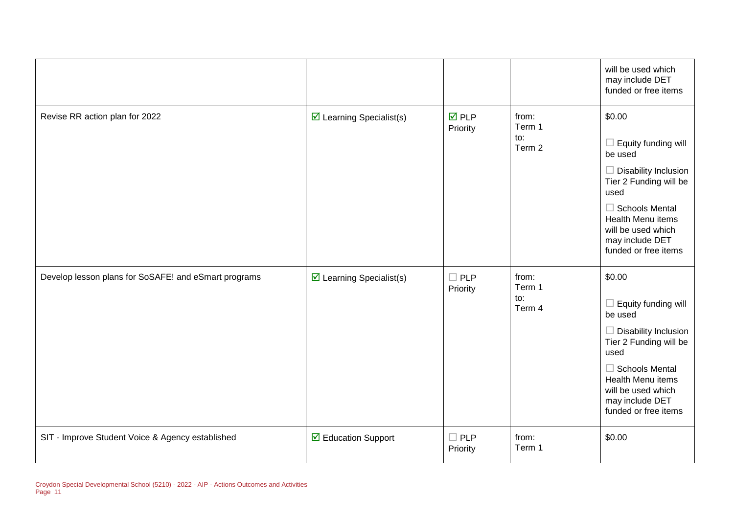| | | | | |
|---|---|---|---|---|
| | | | | will be used which may include DET funded or free items |
| Revise RR action plan for 2022 | ☑ Learning Specialist(s) | ☑ PLP Priority | from: Term 1 to: Term 2 | $0.00 ☐ Equity funding will be used ☐ Disability Inclusion Tier 2 Funding will be used ☐ Schools Mental Health Menu items will be used which may include DET funded or free items |
| Develop lesson plans for SoSAFE! and eSmart programs | ☑ Learning Specialist(s) | ☐ PLP Priority | from: Term 1 to: Term 4 | $0.00 ☐ Equity funding will be used ☐ Disability Inclusion Tier 2 Funding will be used ☐ Schools Mental Health Menu items will be used which may include DET funded or free items |
| SIT - Improve Student Voice & Agency established | ☑ Education Support | ☐ PLP Priority | from: Term 1 | $0.00 |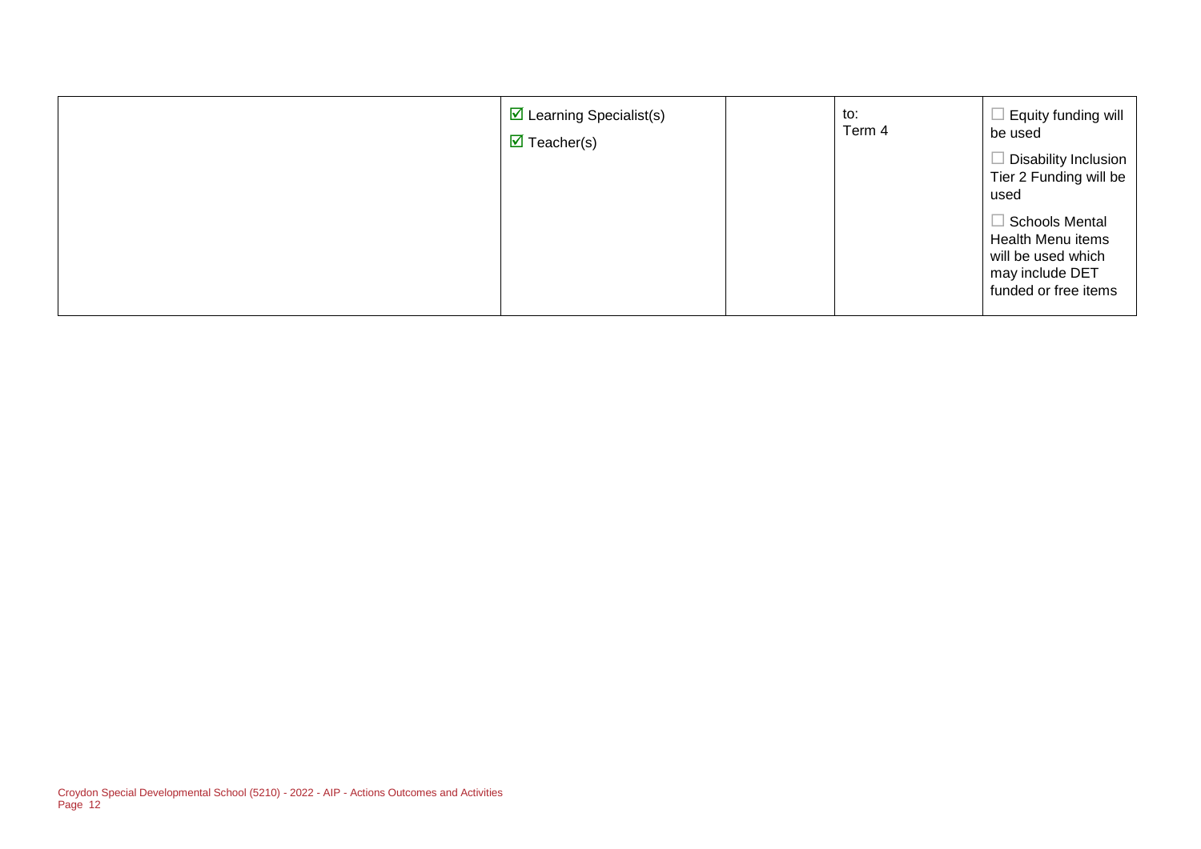| | | | | |
|---|---|---|---|---|
| | ☑ Learning Specialist(s)<br>☑ Teacher(s) | | to:<br>Term 4 | ☐ Equity funding will be used<br>☐ Disability Inclusion Tier 2 Funding will be used<br>☐ Schools Mental Health Menu items will be used which may include DET funded or free items |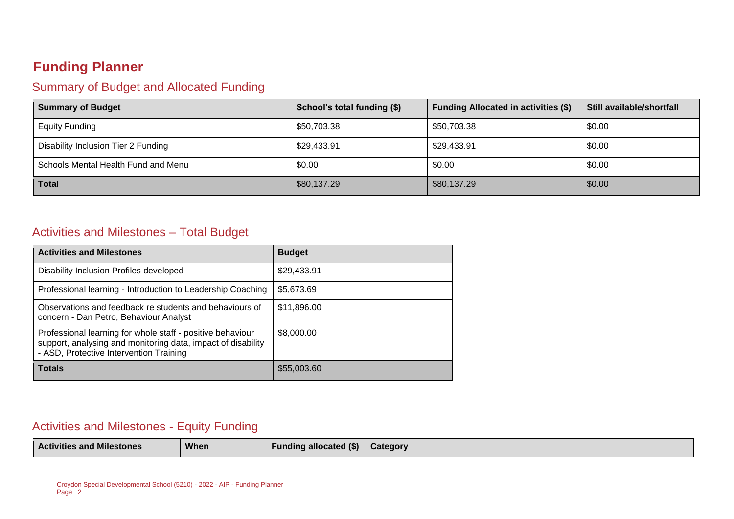# Funding Planner

## Summary of Budget and Allocated Funding

| Summary of Budget | School's total funding ($) | Funding Allocated in activities ($) | Still available/shortfall |
|---|---|---|---|
| Equity Funding | $50,703.38 | $50,703.38 | $0.00 |
| Disability Inclusion Tier 2 Funding | $29,433.91 | $29,433.91 | $0.00 |
| Schools Mental Health Fund and Menu | $0.00 | $0.00 | $0.00 |
| **Total** | $80,137.29 | $80,137.29 | $0.00 |

## Activities and Milestones – Total Budget

| Activities and Milestones | Budget |
|---|---|
| Disability Inclusion Profiles developed | $29,433.91 |
| Professional learning - Introduction to Leadership Coaching | $5,673.69 |
| Observations and feedback re students and behaviours of concern - Dan Petro, Behaviour Analyst | $11,896.00 |
| Professional learning for whole staff - positive behaviour support, analysing and monitoring data, impact of disability - ASD, Protective Intervention Training | $8,000.00 |
| **Totals** | $55,003.60 |

## Activities and Milestones - Equity Funding

| Activities and Milestones | When | Funding allocated ($) | Category |
|---|---|---|---|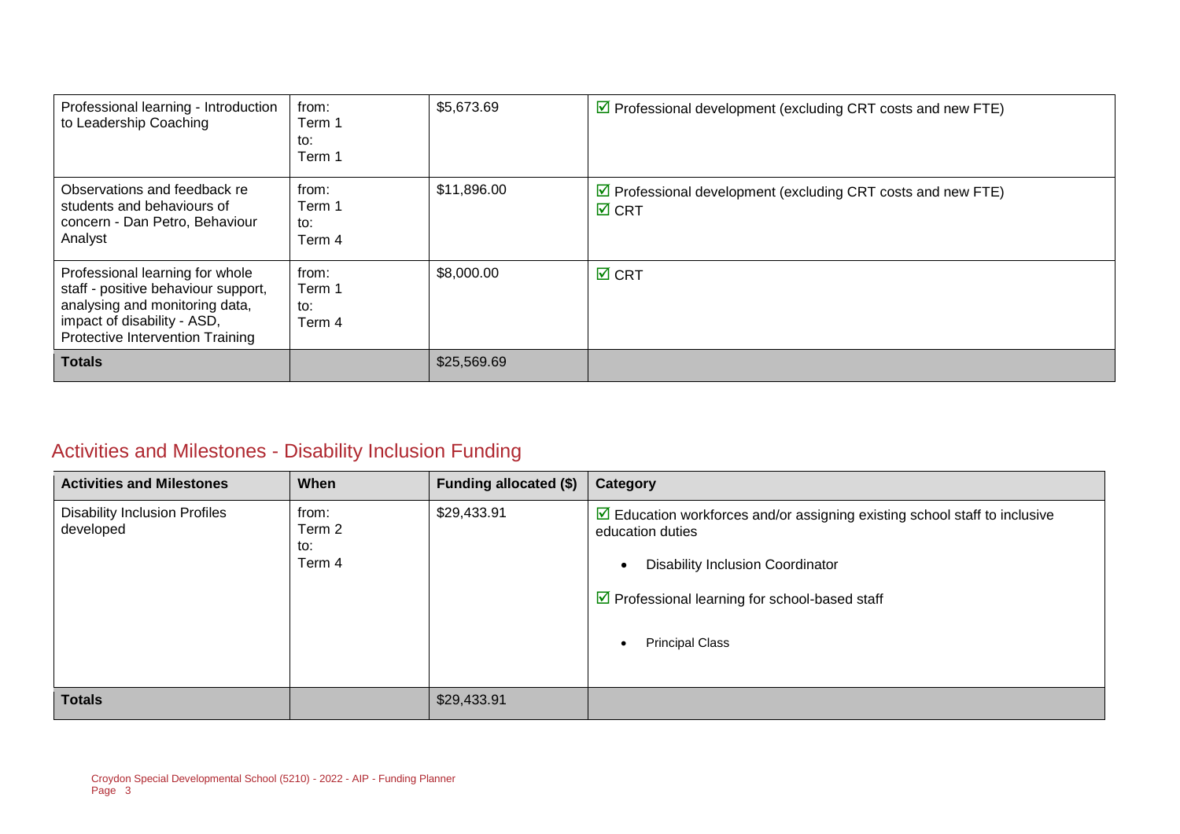| | | | |
|---|---|---|---|
| Professional learning - Introduction to Leadership Coaching | from:<br>Term 1<br>to:<br>Term 1 | $5,673.69 | ☑ Professional development (excluding CRT costs and new FTE) |
| Observations and feedback re students and behaviours of concern - Dan Petro, Behaviour Analyst | from:<br>Term 1<br>to:<br>Term 4 | $11,896.00 | ☑ Professional development (excluding CRT costs and new FTE)<br>☑ CRT |
| Professional learning for whole staff - positive behaviour support, analysing and monitoring data, impact of disability - ASD, Protective Intervention Training | from:<br>Term 1<br>to:<br>Term 4 | $8,000.00 | ☑ CRT |
| **Totals** | | $25,569.69 | |

## Activities and Milestones - Disability Inclusion Funding

| Activities and Milestones | When | Funding allocated ($) | Category |
|---|---|---|---|
| Disability Inclusion Profiles developed | from:<br>Term 2<br>to:<br>Term 4 | $29,433.91 | ☑ Education workforces and/or assigning existing school staff to inclusive education duties<br>• Disability Inclusion Coordinator<br>☑ Professional learning for school-based staff<br>• Principal Class |
| **Totals** | | $29,433.91 | |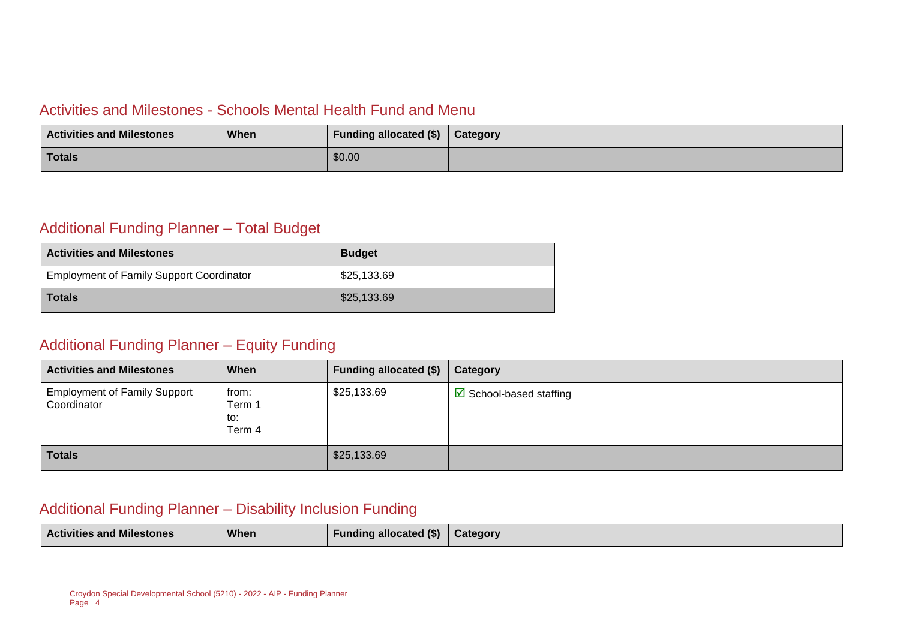## Activities and Milestones - Schools Mental Health Fund and Menu

| Activities and Milestones | When | Funding allocated ($) | Category |
|---|---|---|---|
| **Totals** | | $0.00 | |

## Additional Funding Planner – Total Budget

| Activities and Milestones | Budget |
|---|---|
| Employment of Family Support Coordinator | $25,133.69 |
| **Totals** | $25,133.69 |

## Additional Funding Planner – Equity Funding

| Activities and Milestones | When | Funding allocated ($) | Category |
|---|---|---|---|
| Employment of Family Support Coordinator | from: Term 1 to: Term 4 | $25,133.69 | ☑ School-based staffing |
| **Totals** | | $25,133.69 | |

## Additional Funding Planner – Disability Inclusion Funding

| Activities and Milestones | When | Funding allocated ($) | Category |
|---|---|---|---|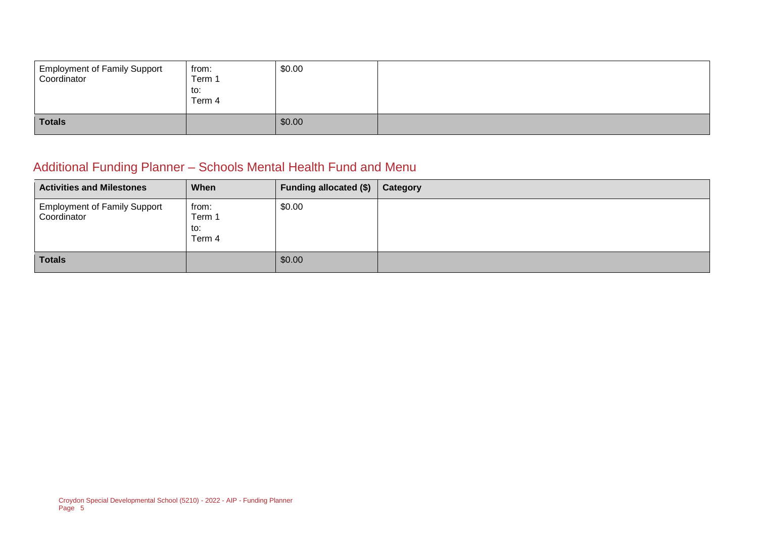| | | | |
|---|---|---|---|
| Employment of Family Support Coordinator | from: Term 1 to: Term 4 | $0.00 | |
| **Totals** | | $0.00 | |

## Additional Funding Planner – Schools Mental Health Fund and Menu

| Activities and Milestones | When | Funding allocated ($) | Category |
|---|---|---|---|
| Employment of Family Support Coordinator | from: Term 1 to: Term 4 | $0.00 | |
| **Totals** | | $0.00 | |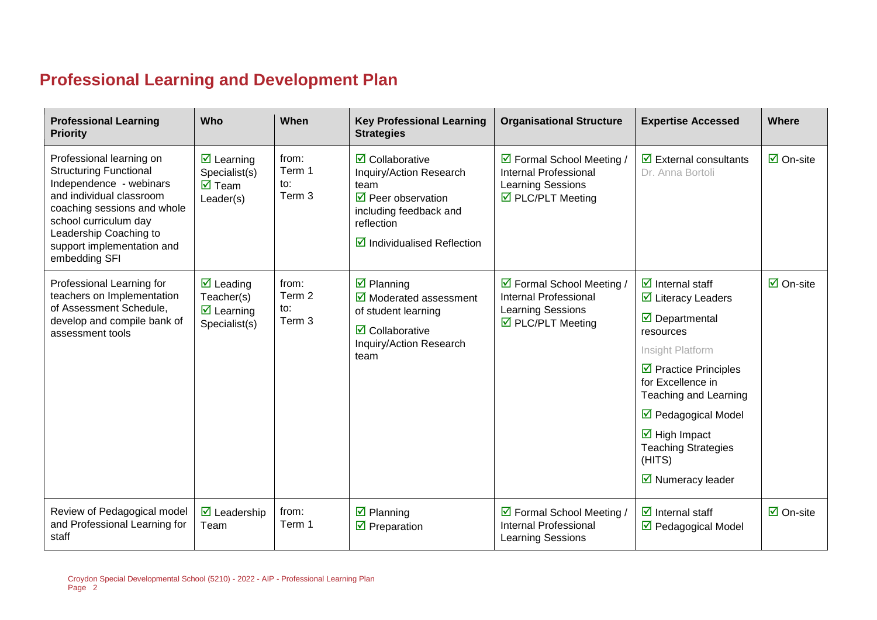## Professional Learning and Development Plan

| Professional Learning Priority | Who | When | Key Professional Learning Strategies | Organisational Structure | Expertise Accessed | Where |
|---|---|---|---|---|---|---|
| Professional learning on Structuring Functional Independence - webinars and individual classroom coaching sessions and whole school curriculum day Leadership Coaching to support implementation and embedding SFI | ☑ Learning Specialist(s)<br>☑ Team Leader(s) | from: Term 1<br>to: Term 3 | ☑ Collaborative Inquiry/Action Research team<br>☑ Peer observation including feedback and reflection<br>☑ Individualised Reflection | ☑ Formal School Meeting / Internal Professional Learning Sessions<br>☑ PLC/PLT Meeting | ☑ External consultants<br>Dr. Anna Bortoli | ☑ On-site |
| Professional Learning for teachers on Implementation of Assessment Schedule, develop and compile bank of assessment tools | ☑ Leading Teacher(s)<br>☑ Learning Specialist(s) | from: Term 2<br>to: Term 3 | ☑ Planning<br>☑ Moderated assessment of student learning<br>☑ Collaborative Inquiry/Action Research team | ☑ Formal School Meeting / Internal Professional Learning Sessions<br>☑ PLC/PLT Meeting | ☑ Internal staff<br>☑ Literacy Leaders<br>☑ Departmental resources<br>Insight Platform<br>☑ Practice Principles for Excellence in Teaching and Learning<br>☑ Pedagogical Model<br>☑ High Impact Teaching Strategies (HITS)<br>☑ Numeracy leader | ☑ On-site |
| Review of Pedagogical model and Professional Learning for staff | ☑ Leadership Team | from: Term 1 | ☑ Planning<br>☑ Preparation | ☑ Formal School Meeting / Internal Professional Learning Sessions | ☑ Internal staff<br>☑ Pedagogical Model | ☑ On-site |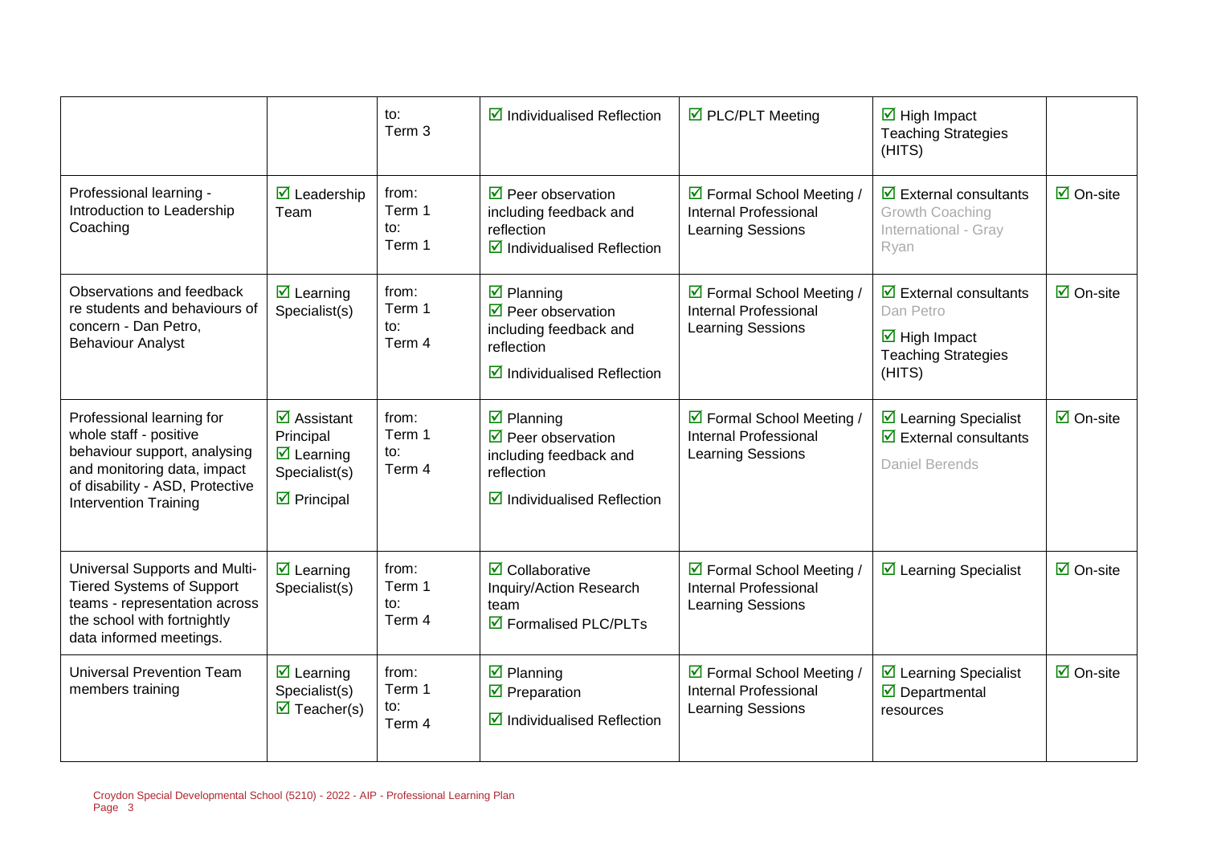| | | to:<br>Term 3 | ☑ Individualised Reflection | ☑ PLC/PLT Meeting | ☑ High Impact Teaching Strategies (HITS) | |
|---|---|---|---|---|---|---|
| Professional learning - Introduction to Leadership Coaching | ☑ Leadership Team | from:<br>Term 1<br>to:<br>Term 1 | ☑ Peer observation including feedback and reflection<br>☑ Individualised Reflection | ☑ Formal School Meeting / Internal Professional Learning Sessions | ☑ External consultants<br>Growth Coaching International - Gray Ryan | ☑ On-site |
| Observations and feedback re students and behaviours of concern - Dan Petro, Behaviour Analyst | ☑ Learning Specialist(s) | from:<br>Term 1<br>to:<br>Term 4 | ☑ Planning<br>☑ Peer observation including feedback and reflection<br>☑ Individualised Reflection | ☑ Formal School Meeting / Internal Professional Learning Sessions | ☑ External consultants<br>Dan Petro<br>☑ High Impact Teaching Strategies (HITS) | ☑ On-site |
| Professional learning for whole staff - positive behaviour support, analysing and monitoring data, impact of disability - ASD, Protective Intervention Training | ☑ Assistant Principal<br>☑ Learning Specialist(s)<br>☑ Principal | from:<br>Term 1<br>to:<br>Term 4 | ☑ Planning<br>☑ Peer observation including feedback and reflection<br>☑ Individualised Reflection | ☑ Formal School Meeting / Internal Professional Learning Sessions | ☑ Learning Specialist<br>☑ External consultants<br>Daniel Berends | ☑ On-site |
| Universal Supports and Multi-Tiered Systems of Support teams - representation across the school with fortnightly data informed meetings. | ☑ Learning Specialist(s) | from:<br>Term 1<br>to:<br>Term 4 | ☑ Collaborative Inquiry/Action Research team<br>☑ Formalised PLC/PLTs | ☑ Formal School Meeting / Internal Professional Learning Sessions | ☑ Learning Specialist | ☑ On-site |
| Universal Prevention Team members training | ☑ Learning Specialist(s)<br>☑ Teacher(s) | from:<br>Term 1<br>to:<br>Term 4 | ☑ Planning<br>☑ Preparation<br>☑ Individualised Reflection | ☑ Formal School Meeting / Internal Professional Learning Sessions | ☑ Learning Specialist<br>☑ Departmental resources | ☑ On-site |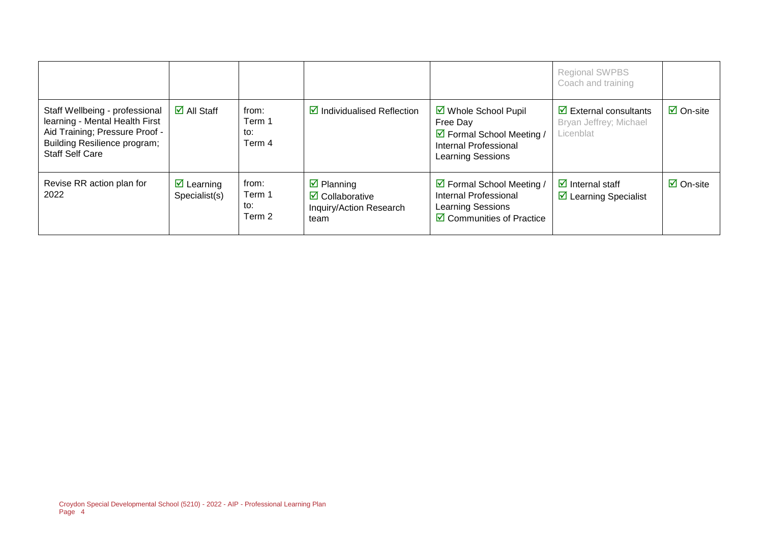| | | | | | | |
|---|---|---|---|---|---|---|
| | | | | | Regional SWPBS Coach and training | |
| Staff Wellbeing - professional learning - Mental Health First Aid Training; Pressure Proof - Building Resilience program; Staff Self Care | ☑ All Staff | from: Term 1 to: Term 4 | ☑ Individualised Reflection | ☑ Whole School Pupil Free Day ☑ Formal School Meeting / Internal Professional Learning Sessions | ☑ External consultants Bryan Jeffrey; Michael Licenblat | ☑ On-site |
| Revise RR action plan for 2022 | ☑ Learning Specialist(s) | from: Term 1 to: Term 2 | ☑ Planning ☑ Collaborative Inquiry/Action Research team | ☑ Formal School Meeting / Internal Professional Learning Sessions ☑ Communities of Practice | ☑ Internal staff ☑ Learning Specialist | ☑ On-site |